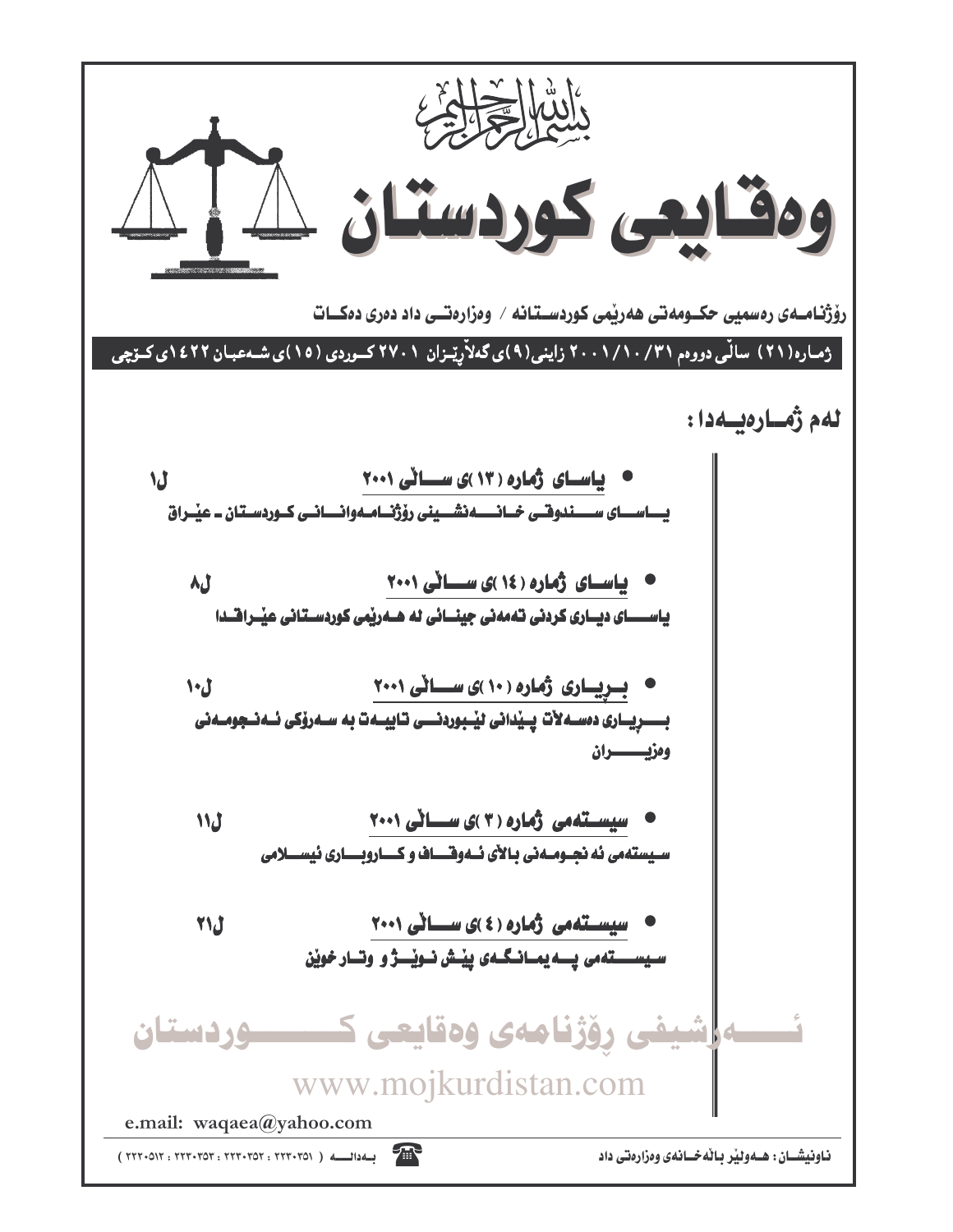بسم الله الرحمن الرحيم

# وەقایعی کوردستان

رۆژنامەی رەسمیی حکومەتی هەرێمی کوردستانە / وەزارەتی داد دەری دەکات

ژمارە(٢١) ساڵی دووەم ٣١/١٠/٢٠٠١ زاینی(٩)ی گەلاڕێزان ٢٧٠١ کوردی (١٥)ی شەعبان ١٤٢٢ی کۆچی

## لەم ژمارەیەدا:

- **یاسای ژمارە (١٣)ی ساڵی ٢٠٠١** ل١
  یاسای سندوقی خانەنشینی رۆژنامەوانانی کوردستان ـ عێراق

- **یاسای ژمارە (١٤)ی ساڵی ٢٠٠١** ل٨
  یاسای دیاری کردنی تەمەنی جینائی لە هەرێمی کوردستانی عێراقدا

- **بڕیاری ژمارە (١٠)ی ساڵی ٢٠٠١** ل١٠
  بڕیاری دەسەڵات پێدانی لێبوردنی تایبەت بە سەرۆکی ئەنجومەنی وەزیران

- **سیستەمی ژمارە (٣)ی ساڵی ٢٠٠١** ل١١
  سیستەمی ئەنجومەنی باڵای ئەوقاف و کاروباری ئیسلامی

- **سیستەمی ژمارە (٤)ی ساڵی ٢٠٠١** ل٢١
  سیستەمی پەیمانگەی پێش نوێژ و وتار خوێن

ئەرشیفی ڕۆژنامەی وەقایعی کوردستان

www.mojkurdistan.com

e.mail: waqaea@yahoo.com

ناونیشان: هەولێر باڵەخانەی وەزارەتی داد

بەدالە ( ٢٢٣٠٣٥١ : ٢٢٣٠٣٥٢ : ٢٢٣٠٣٥٣ : ٢٢٢٠٥١٢ )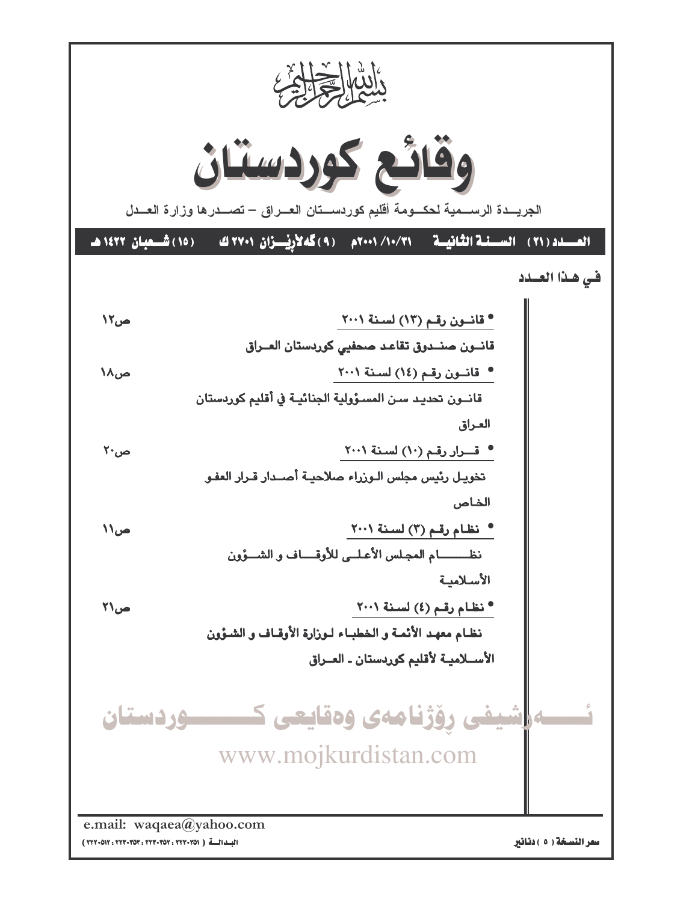بسم الله الرحمن الرحيم

# وقائع كوردستان

الجريدة الرسمية لحكومة أقليم كوردستان العراق – تصدرها وزارة العدل

**العدد (٢١) السنة الثانية ٢٠٠١/١٠/٣١م (٩) گەلاریزان ٢٧٠١ ك (١٥) شعبان ١٤٢٢ هـ**

## في هذا العدد

| | |
|---|---|
| • قانون رقم (١٣) لسنة ٢٠٠١ | ص١٢ |
| قانون صندوق تقاعد صحفيي كوردستان العراق | |
| • قانون رقم (١٤) لسنة ٢٠٠١ | ص١٨ |
| قانون تحديد سن المسؤولية الجنائية في أقليم كوردستان العراق | |
| • قرار رقم (١٠) لسنة ٢٠٠١ | ص٢٠ |
| تخويل رئيس مجلس الوزراء صلاحية أصدار قرار العفو الخاص | |
| • نظام رقم (٣) لسنة ٢٠٠١ | ص١١ |
| نظام المجلس الأعلى للأوقاف و الشؤون الأسلامية | |
| • نظام رقم (٤) لسنة ٢٠٠١ | ص٢١ |
| نظام معهد الأئمة و الخطباء لوزارة الأوقاف و الشؤون الأسلامية لأقليم كوردستان ـ العراق | |

ئەرشیفی رۆژنامەی وەقایعی کوردستان

www.mojkurdistan.com

e.mail: waqaea@yahoo.com

البدالة ( ٢٢٢٠٣٥١ : ٢٢٢٠٣٥٢ : ٢٢٢٠٣٥٣ : ٢٢٢٠٥١٢ )

سعر النسخة ( ٥ ) دنانير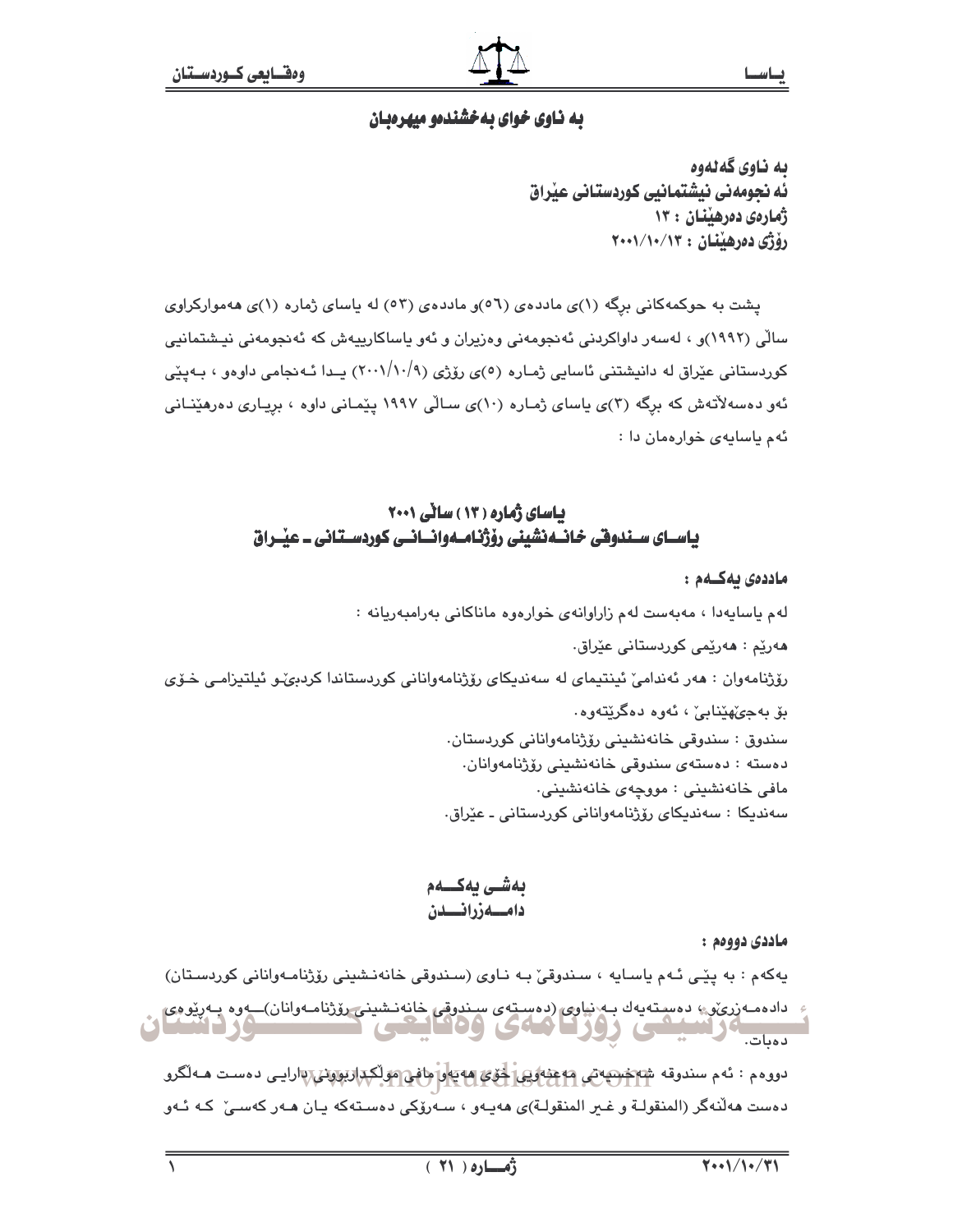# بە ناوی خوای بەخشندەو میهرەبان

**بە ناوی گەلەوە**
**ئەنجومەنی نیشتمانیی کوردستانی عێراق**
**ژمارەی دەرهێنان : ١٣**
**رۆژی دەرهێنان : ٢٠٠١/١٠/١٣**

پشت بە حوکمەکانی برگە (١)ی ماددەی (٥٦)و ماددەی (٥٣) لە یاسای ژمارە (١)ی هەموارکراوی ساڵی (١٩٩٢)و ، لەسەر داواکردنی ئەنجومەنی وەزیران و ئەو یاساکارییەش کە ئەنجومەنی نیشتمانیی کوردستانی عێراق لە دانیشتنی ئاسایی ژمارە (٥)ی رۆژی (٢٠٠١/١٠/٩) یدا ئەنجامی داوەو ، بەپێی ئەو دەسەڵاتەش کە برگە (٣)ی یاسای ژمارە (١٠)ی ساڵی ١٩٩٧ پێمانی داوە ، بریاری دەرهێنانی ئەم یاسایەی خوارەمان دا :

## یاسای ژمارە (١٣) ساڵی ٢٠٠١
## یاسای سندوقی خانەنشینی رۆژنامەوانانی کوردستانی ـ عێراق

**ماددەی یەکەم :**

لەم یاسایەدا ، مەبەست لەم زاراوانەی خوارەوە ماناکانی بەرامبەریانە :

هەرێم : هەرێمی کوردستانی عێراق.

رۆژنامەوان : هەر ئەندامێ ئینتیمای لە سەندیکای رۆژنامەوانانی کوردستاندا کردبێ‌و ئیلتیزامی خۆی بۆ بەجێهێنابێ ، ئەوە دەگرێتەوە.

سندوق : سندوقی خانەنشینی رۆژنامەوانانی کوردستان.

دەستە : دەستەی سندوقی خانەنشینی رۆژنامەوانان.

مافی خانەنشینی : مووچەی خانەنشینی.

سەندیکا : سەندیکای رۆژنامەوانانی کوردستانی ـ عێراق.

## بەشی یەکەم
## دامەزراندن

**ماددی دووەم :**

یەکەم : بە پێی ئەم یاسایە ، سندوقێ بە ناوی (سندوقی خانەنشینی رۆژنامەوانانی کوردستان) دادەمەزرێ ، دەستەیەك بە ناوی (دەستەی سندوقی خانەنشینی رۆژنامەوانان)ـەوە بەڕێوەی دەبات.

دووەم : ئەم سندوقە شەخسیەتی مەعنەویی خۆی هەیەو مافی موڵکداربوونی دارایی دەست هەڵگرو دەست هەڵنەگر (المنقولة و غیر المنقولة)ی هەیەو ، سەرۆکی دەستەکە یان هەر کەسێ کە ئەو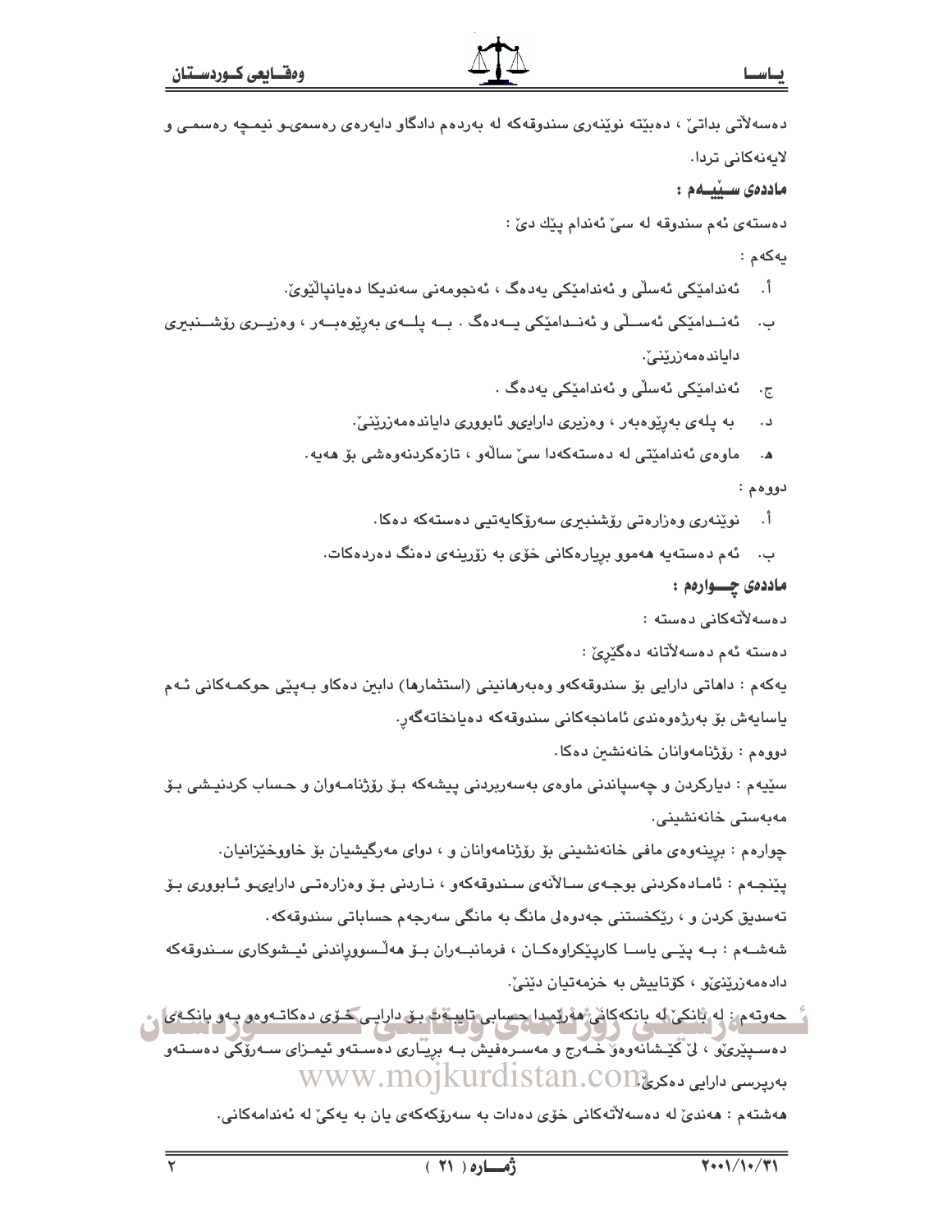دەسەلاتی بداتێ ، دەبێتە نوێنەری سندوقەکە لە بەردەم دادگاو دایەرەی رەسمیەو نیمچە رەسمی و لایەنەکانی تردا.

**ماددەی سێیەم :**

دەستەی ئەم سندوقە لە سێ ئەندام پێك دێ :

یەکەم :

أ. ئەندامێکی ئەسڵی و ئەندامێکی یەدەگ ، ئەنجومەنی سەندیکا دەیانپاڵێوێ.

ب. ئەندامێکی ئەسڵی و ئەندامێکی یەدەگ . بە پلەی بەڕێوەبەر ، وەزیری رۆشنبیری دایاندەمەزرێنێ.

ج. ئەندامێکی ئەسڵی و ئەندامێکی یەدەگ .

د. بە پلەی بەڕێوەبەر ، وەزیری دارایی و ئابووری دایاندەمەزرێنێ.

هـ. ماوەی ئەندامێتی لە دەستەکەدا سێ ساڵەو ، تازەکردنەوەشی بۆ هەیە.

دووەم :

أ. نوێنەری وەزارەتی رۆشنبیری سەرۆکایەتیی دەستەکە دەکا.

ب. ئەم دەستەیە هەموو بڕیارەکانی خۆی بە زۆرینەی دەنگ دەردەکات.

**ماددەی چوارەم :**

دەسەلاتەکانی دەستە :

دەستە ئەم دەسەلاتانە دەگێڕێ :

یەکەم : داهاتی دارایی بۆ سندوقەکەو وەبەرهانینی (استثمارها) دابین دەکاو بەپێی حوکمەکانی ئەم یاسایەش بۆ بەرژەوەندی ئامانجەکانی سندوقەکە دەیانخاتەگەڕ.

دووەم : رۆژنامەوانان خانەنشین دەکا.

سێیەم : دیارکردن و چەسپاندنی ماوەی بەسەربردنی پیشەکە بۆ رۆژنامەوان و حساب کردنیشی بۆ مەبەستی خانەنشینی.

چوارەم : بڕینەوەی مافی خانەنشینی بۆ رۆژنامەوانان و ، دوای مەرگیشیان بۆ خاووخێزانیان.

پێنجەم : ئامادەکردنی بوجەی ساڵانەی سندوقەکەو ، ناردنی بۆ وەزارەتی دارایی و ئابووری بۆ تەسدیق کردن و ، رێکخستنی جەدوەلی مانگ بە مانگی سەرجەم حساباتی سندوقەکە.

شەشەم : بە پێی یاسا کارپێکراوەکان ، فرمانبەران بۆ هەڵسووڕاندنی ئیشوکاری سندوقەکە دادەمەزرێنێو ، کۆتاییش بە خزمەتیان دێنێ.

حەوتەم : لە بانکێ لە بانکەکانی هەرێمدا حسابی تایبەت بۆ دارایی خۆی دەکاتەوەو بەو بانکەی دەسپێرێو ، لێ کێشانەوەو خەرج و مەسرەفیش بە بڕیاری دەستەو ئیمزای سەرۆکی دەستەو بەرپرسی دارایی دەکرێ.

هەشتەم : هەندێ لە دەسەلاتەکانی خۆی دەدات بە سەرۆکەکەی یان بە یەکێ لە ئەندامەکانی.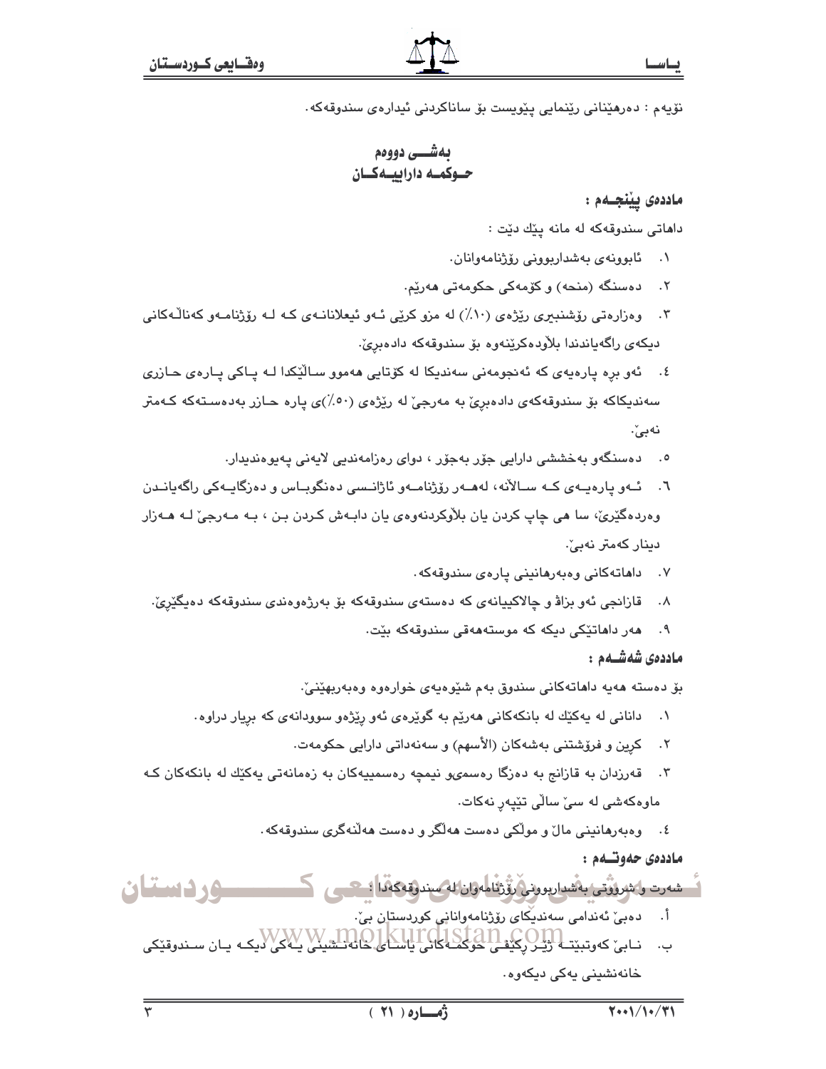نۆیەم : دەرهێنانی ڕێنمایی پێویست بۆ ساناکردنی ئیدارەی سندوقەکە.

## بەشـــی دووەم
## حـوکمـە داراییـەکـان

**ماددەی پێنجـەم :**

داهاتی سندوقەکە لە مانە پێك دێت :

١. ئابوونەی بەشداربوونی ڕۆژنامەوانان.
٢. دەسنگە (منحە) و کۆمەکی حکومەتی هەرێم.
٣. وەزارەتی ڕۆشنبیری ڕێژەی (١٠٪) لە مزو کرێی ئەو ئیعلانانـەی کە لـە ڕۆژنامـەو کەناڵـەکانی دیکەی ڕاگەیاندندا بڵاودەکرێنەوە بۆ سندوقەکە دادەبڕێ.
٤. ئەو بڕە پارەیەی کە ئەنجومەنی سەندیکا لە کۆتایی هەموو ساڵێکدا لـە پـاکی پـارەی حـازری سەندیکاکە بۆ سندوقەکەی دادەبڕێ بە مەرجێ لە ڕێژەی (٥٠٪)ی پارە حـازر بەدەسـتەکە کـەمتر نەبێ.
٥. دەسنگەو بەخششی دارایی جۆر بەجۆر ، دوای ڕەزامەندیی لایەنی پەیوەندیدار.
٦. ئـەو پارەیـەی کـە سـاڵانە، لەهـەر ڕۆژنامـەو ئاژانـسی دەنگوبـاس و دەزگایـەکی ڕاگەیانـدن وەردەگیرێ، سا هی چاپ کردن یان بڵاوکردنەوەی یان دابـەش کـردن بـن ، بـە مـەرجێ لـە هـەزار دینار کەمتر نەبێ.
٧. داهاتەکانی وەبەرهانینی پارەی سندوقەکە.
٨. قازانجی ئەو بزاڤ و چالاکییانەی کە دەستەی سندوقەکە بۆ بەرژەوەندی سندوقەکە دەیگێڕێ.
٩. هەر داهاتێکی دیکە کە موستەهەقی سندوقەکە بێت.

**ماددەی شەشـەم :**

بۆ دەستە هەیە داهاتەکانی سندوق بەم شێوەیەی خوارەوە وەبەربهێنێ.

١. دانانی لە یەکێك لە بانکەکانی هەرێم بە گوێرەی ئەو ڕێژەو سوودانەی کە بڕیار دراوە.
٢. کڕین و فرۆشتنی بەشەکان (الأسهم) و سەنەداتی دارایی حکومەت.
٣. قەرزدان بە قازانج بە دەزگا ڕەسمیو نیمچە ڕەسمییەکان بە زەمانەتی یەکێك لە بانکەکان کـە ماوەکەشی لە سێ ساڵی تێپەڕ نەکات.
٤. وەبەرهانینی ماڵ و موڵکی دەست هەڵگر و دەست هەڵنەگری سندوقەکە.

**ماددەی حەوتـەم :**

شەرت و شرووتی بەشداربوونی ڕۆژنامەوان لە سندوقەکەدا :

أ. دەبێ ئەندامی سەندیکای ڕۆژنامەوانانی کوردستان بێ.
ب. نـابێ کەوتبێتـە ژێـر ڕکێفـی حوکمـەکانی یاسـای خانەنـشینی یـەکی دیکـە یـان سـندوقێکی خانەنشینی یەکی دیکەوە.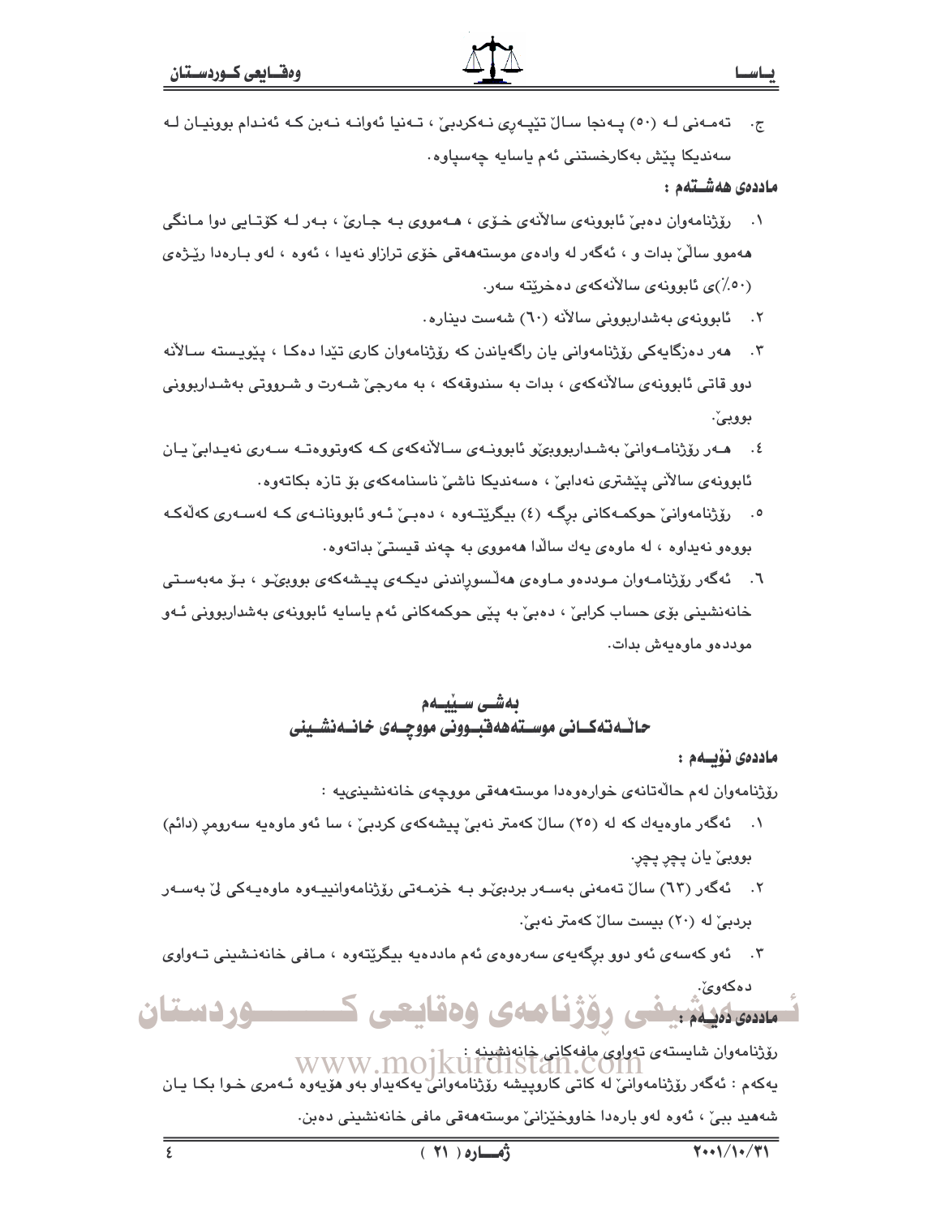ج. تەمەنی لە (٥٠) پەنجا ساڵ تێپەڕی نەکردبێ ، تەنیا ئەوانە نەبن کە ئەندام بوونیان لە سەندیکا پێش بەکارخستنی ئەم یاسایە چەسپاوە.

**ماددەی هەشتەم :**

١. ڕۆژنامەوان دەبێ ئابوونەی ساڵانەی خۆی ، هەمووی بە جارێ ، بەر لە کۆتایی دوا مانگی هەموو ساڵێ بدات و ، ئەگەر لە وادەی موستەهەقی خۆی ترازاو نەیدا ، ئەوە ، لەو بارەدا ڕێژەی (٥٠٪)ی ئابوونەی ساڵانەکەی دەخرێتە سەر.

٢. ئابوونەی بەشداربوونی ساڵانە (٦٠) شەست دینارە.

٣. هەر دەزگایەکی ڕۆژنامەوانی یان ڕاگەیاندن کە ڕۆژنامەوان کاری تێدا دەکا ، پێویستە ساڵانە دوو قاتی ئابوونەی ساڵانەکەی ، بدات بە سندوقەکە ، بە مەرجێ شەرت و شرووتی بەشداربوونی بووبێ.

٤. هەر ڕۆژنامەوانێ بەشداربووبێو ئابوونەی ساڵانەکەی کە کەوتووەتە سەری نەیدابێ یان ئابوونەی ساڵانی پێشتری نەدابێ ، ەسەندیکا ناشێ ناسنامەکەی بۆ تازە بکاتەوە.

٥. ڕۆژنامەوانێ حوکمەکانی برگە (٤) بیگرێتەوە ، دەبێ ئەو ئابوونانەی کە لەسەری کەڵەکە بووەو نەیداوە ، لە ماوەی یەك ساڵدا هەمووی بە چەند قیستێ بداتەوە.

٦. ئەگەر ڕۆژنامەوان موددەو ماوەی هەڵسوڕاندنی دیکەی پیشەکەی بووبێو ، بۆ مەبەستی خانەنشینی بۆی حساب کرابێ ، دەبێ بە پێی حوکمەکانی ئەم یاسایە ئابوونەی بەشداربوونی ئەو موددەو ماوەیەش بدات.

## بەشی سێیەم
## حاڵەتەکانی موستەهەقبوونی مووچەی خانەنشینی

**ماددەی نۆیەم :**

ڕۆژنامەوان لەم حاڵەتانەی خوارەوەدا موستەهەقی مووچەی خانەنشینییە :

١. ئەگەر ماوەیەك کە لە (٢٥) ساڵ کەمتر نەبێ پیشەکەی کردبێ ، سا ئەو ماوەیە سەرومڕ (دائم) بووبێ یان پچڕ پچڕ.

٢. ئەگەر (٦٣) ساڵ تەمەنی بەسەر بردبێو بە خزمەتی ڕۆژنامەوانییەوە ماوەیەکی لێ بەسەر بردبێ لە (٢٠) بیست ساڵ کەمتر نەبێ.

٣. ئەو کەسەی ئەو دوو برگەیەی سەرەوەی ئەم ماددەیە بیگرێتەوە ، مافی خانەنشینی تەواوی دەکەوێ.

**ماددەی دەیەم :**

ڕۆژنامەوان شایستەی تەواوی مافەکانی خانەنشینە :

یەکەم : ئەگەر ڕۆژنامەوانێ لە کاتی کاروپیشە ڕۆژنامەوانێ یەکەیداو بەو هۆیەوە ئەمری خوا بکا یان شەهید ببێ ، ئەوە لەو بارەدا خاووخێزانێ موستەهەقی مافی خانەنشینی دەبن.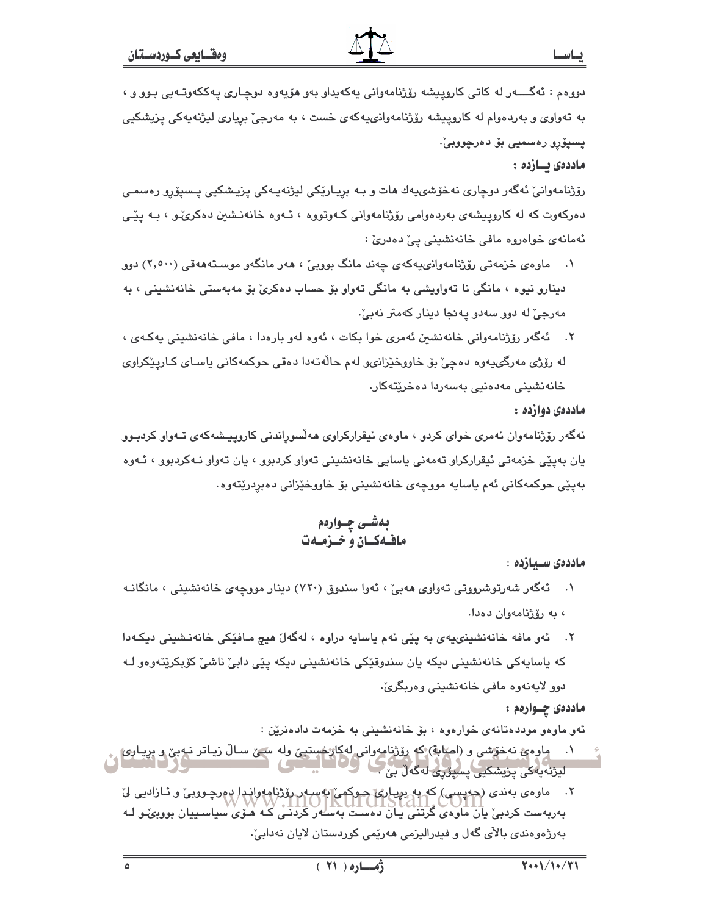دووەم : ئەگـــەر لە کاتی کاروپیشە ڕۆژنامەوانی یەکەیداو بەو هۆیەوە دوچـاری پەککەوتـەیی بـوو و ، بە تەواوی و بەردەوام لە کاروپیشە ڕۆژنامەوانییەکەی خست ، بە مەرجێ بڕیاری لیژنەیەکی پزیشکیی پسپۆڕو ڕەسمیی بۆ دەرچووبێ.

**ماددەی یـازدە :**

ڕۆژنامەوانێ ئەگەر دوچاری نەخۆشییەك هات و بـە بڕیـارێکی لیژنەیـەکی پزیـشکیی پـسپۆڕو ڕەسمـی دەرکەوت کە لە کاروپیشەی بەردەوامی ڕۆژنامەوانی کـەوتووە ، ئـەوە خانەنـشین دەکرێـو ، بـە پێـی ئەمانەی خوارەوە مافی خانەنشینی پێ دەدرێ :

١. ماوەی خزمەتی ڕۆژنامەوانییەکەی چەند مانگ بووبێ ، هەر مانگەو موسـتەهەقی (٢,٥٠٠) دوو دینارو نیوە ، مانگی نا تەواویشی بە مانگی تەواو بۆ حساب دەکرێ بۆ مەبەستی خانەنشینی ، بە مەرجێ لە دوو سەدو پەنجا دینار کەمتر نەبێ.

٢. ئەگەر ڕۆژنامەوانی خانەنشین ئەمری خوا بکات ، ئەوە لەو بارەدا ، مافی خانەنشینی یەکـەی ، لە ڕۆژی مەرگییەوە دەچێ بۆ خاووخێزانیو لەم حاڵەتەدا دەقی حوکمەکانی یاسـای کـارپێکراوی خانەنشینی مەدەنیی بەسەردا دەخرێتەکار.

**ماددەی دوازدە :**

ئەگەر ڕۆژنامەوان ئەمری خوای کردو ، ماوەی ئیقرارکراوی هەڵسوڕاندنی کاروپیـشەکەی تـەواو کردبـوو یان بەپێی خزمەتی ئیقرارکراو تەمەنی یاسایی خانەنشینی تەواو کردبوو ، یان تەواو نـەکردبوو ، ئـەوە بەپێی حوکمەکانی ئەم یاسایە مووچەی خانەنشینی بۆ خاووخێزانی دەبڕدرێتەوە.

## بەشـی چـوارەم
## مافـەکـان و خـزمـەت

**ماددەی سـیازدە :**

١. ئەگەر شەرتوشرووتی تەواوی هەبێ ، ئەوا سندوق (٧٢٠) دینار مووچەی خانەنشینی ، مانگانـە ، بە ڕۆژنامەوان دەدا.

٢. ئەو مافە خانەنشینییەی بە پێی ئەم یاسایە دراوە ، لەگەڵ هیچ مـافێکی خانەنـشینی دیکـەدا کە یاسایەکی خانەنشینی دیکە یان سندوقێکی خانەنشینی دیکە پێی دابێ ناشێ کۆبکرێتەوەو لـە دوو لایەنەوە مافی خانەنشینی وەربگرێ.

**ماددەی چـوارەم :**

ئەو ماوەو موددەتانەی خوارەوە ، بۆ خانەنشینی بە خزمەت دادەنرێن :

١. ماوەی نەخۆشی و (اصابة) کە ڕۆژنامەوانی لەکارخستبێ ولە سێ ساڵ زیـاتر نـەبێ و بڕیـاری لیژنەیەکی پزیشکیی پسپۆڕی لەگەڵ بێ .

٢. ماوەی بەندی (حەپسی) کە بە بڕیـاری حـوکمێ بەسـەر ڕۆژنامەوانـدا دەرچـووبێ و ئـازادیی لێ بەربەست کردبێ یان ماوەی گرتنی یـان دەست بەسـەر کردنـی کـە هـۆی سیاسـییان بووبێـو لـە بەرژەوەندی باڵای گەل و فیدرالیزمی هەرێمی کوردستان لایان نەدابێ.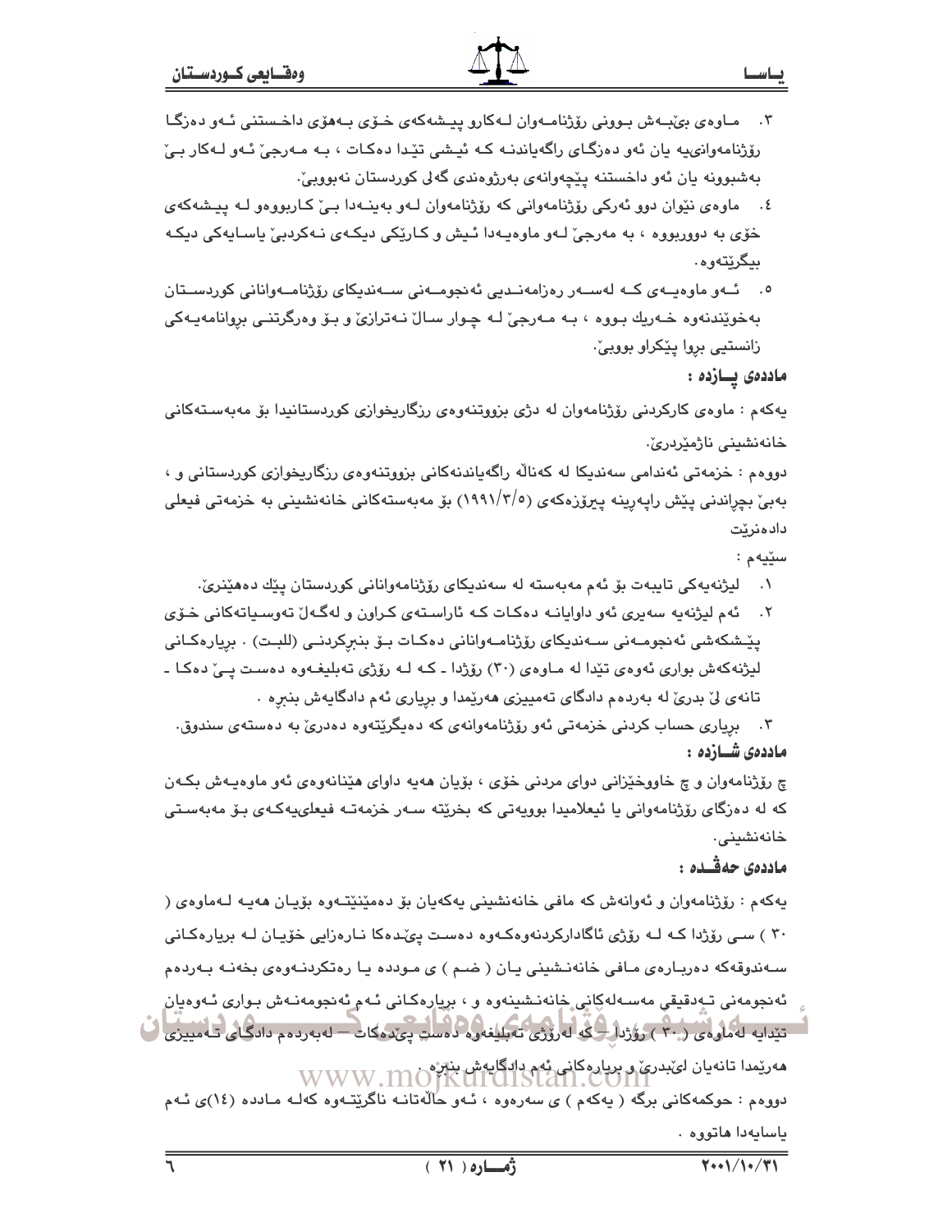٣. ماوەی بێبەش بوونی رۆژنامەوان لەکارو پیشەکەی خۆی بەهۆی داخستنی ئەو دەزگا رۆژنامەوانییە یان ئەو دەزگای راگەیاندنە کە ئیشی تێدا دەکات ، بە مەرجێ ئەو لەکار بێ بەشبوونە یان ئەو داخستنە پێچەوانەی بەرژوەندی گەلی کوردستان نەبووبێ.

٤. ماوەی نێوان دوو ئەرکی رۆژنامەوانی کە رۆژنامەوان لەو بەینەدا بێ کاربووەو لە پیشەکەی خۆی بە دووربووە ، بە مەرجێ لەو ماوەیەدا ئیش و کارێکی دیکەی نەکردبێ یاسایەکی دیکە بیگرێتەوە.

٥. ئەو ماوەیەی کە لەسەر رەزامەندیی ئەنجومەنی سەندیکای رۆژنامەوانانی کوردستان بەخوێندنەوە خەریك بووە ، بە مەرجێ لە چوار ساڵ نەترازێ و بۆ وەرگرتنی بڕوانامەیەکی زانستیی بڕوا پێکراو بووبێ.

**ماددەی پازدە :**

یەکەم : ماوەی کارکردنی رۆژنامەوان لە دژی بزووتنەوەی رزگاریخوازی کوردستانیدا بۆ مەبەستەکانی خانەنشینی ناژمێردرێ.

دووەم : خزمەتی ئەندامی سەندیکا لە کەناڵە راگەیاندنەکانی بزووتنەوەی رزگاریخوازی کوردستانی و ، بەبێ بچڕاندنی پێش راپەڕینە پیرۆزەکەی (١٩٩١/٣/٥) بۆ مەبەستەکانی خانەنشینی بە خزمەتی فیعلی دادەنرێت

سێیەم :

١. لیژنەیەکی تایبەت بۆ ئەم مەبەستە لە سەندیکای رۆژنامەوانانی کوردستان پێك دەهێنرێ.

٢. ئەم لیژنەیە سەیری ئەو داوایانە دەکات کە ئاراستەی کراون و لەگەڵ تەوسیاتەکانی خۆی پێشکەشی ئەنجومەنی سەندیکای رۆژنامەوانانی دەکات بۆ بنبڕکردنی (للبت) . بڕیارەکانی لیژنەکەش بواری ئەوەی تێدا لە ماوەی (٣٠) رۆژدا ـ کە لە رۆژی تەبلیغەوە دەست پێ دەکا ـ تانەی لێ بدرێ لە بەردەم دادگای تەمییزی هەرێمدا و بڕیاری ئەم دادگایەش بنبڕە .

٣. بڕیاری حساب کردنی خزمەتی ئەو رۆژنامەوانەی کە دەیگرێتەوە دەدرێ بە دەستەی سندوق.

**ماددەی شازدە :**

چ رۆژنامەوان و چ خاووخێزانی دوای مردنی خۆی ، بۆیان هەیە داوای هێنانەوەی ئەو ماوەیەش بکەن کە لە دەزگای رۆژنامەوانی یا ئیعلامیدا بوویەتی کە بخرێتە سەر خزمەتە فیعلییەکەی بۆ مەبەستی خانەنشینی.

**ماددەی حەڤدە :**

یەکەم : رۆژنامەوان و ئەوانەش کە مافی خانەنشینی یەکەیان بۆ دەمێنێتەوە بۆیان هەیە لەماوەی ( ٣٠ ) سی رۆژدا کە لە رۆژی ئاگادارکردنەوەکەوە دەست پێدەکا نارەزایی خۆیان لە بڕیارەکانی سەندوقەکە دەربارەی مافی خانەنشینی یان ( ضم ) ی مودده یا رەتکردنەوەی بخەنە بەردەم ئەنجومەنی تەدقیقی مەسەلەکانی خانەنشینەوە و ، بڕیارەکانی ئەم ئەنجومەنەش بواری ئەوەیان تێدایە لەماوەی ( ٣٠ ) رۆژدا ـ کە لەرۆژی تەبلیغەوە دەست پێدەکات ـ لەبەردەم دادگای تەمییزی هەرێمدا تانەیان لێبدرێ و بڕیارەکانی ئەم دادگایەش بنبڕە .

دووەم : حوکمەکانی برگە ( یەکەم ) ی سەرەوە ، ئەو حاڵەتانە ناگرێتەوە کەلە ماددە (١٤)ی ئەم یاسایەدا هاتووە .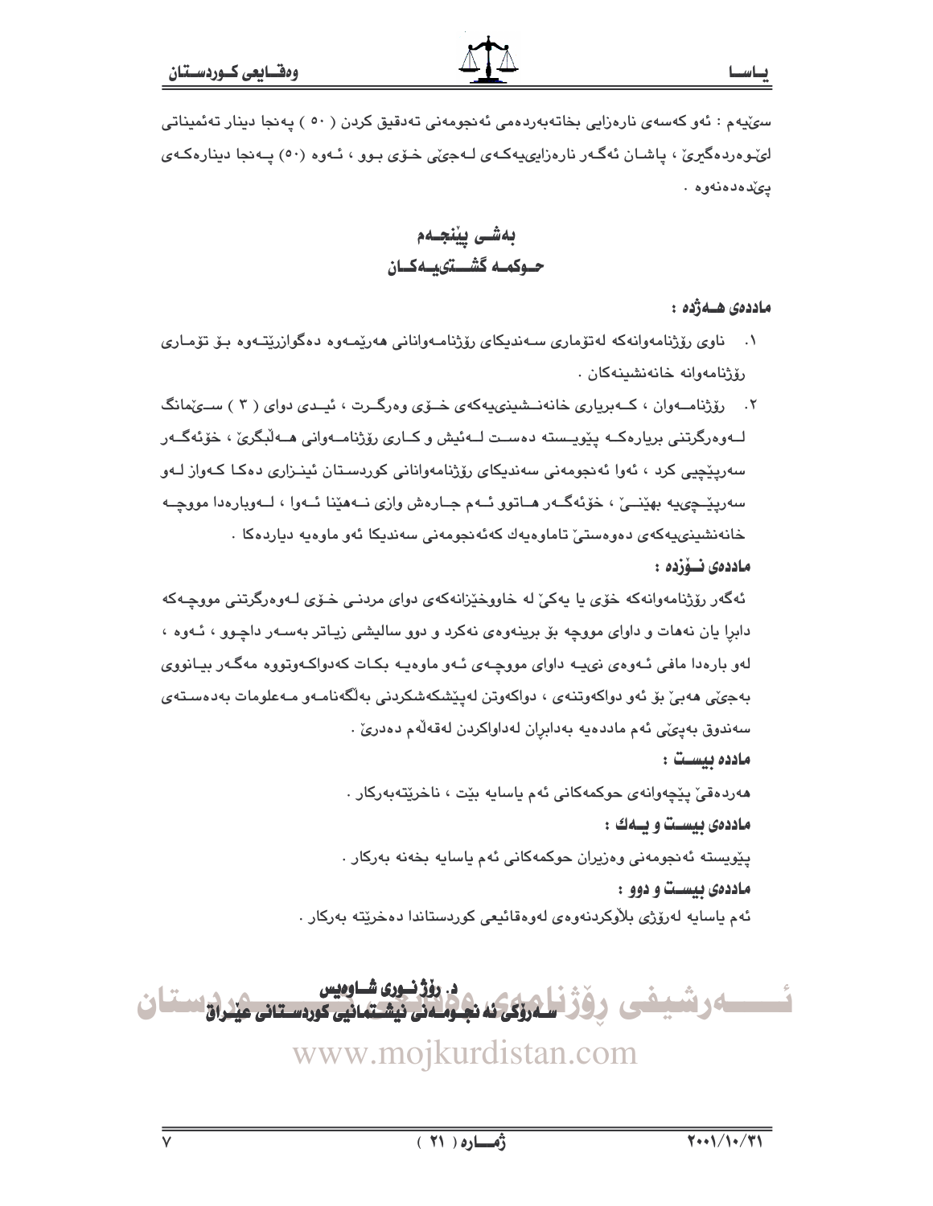سێیەم : ئەو کەسەی نارەزایی بخاتەبەردەمی ئەنجومەنی تەدقیق کردن ( ٥٠ ) پەنجا دینار تەئمیناتی لێوەردەگیرێ ، پاشان ئەگەر نارەزاییەکەی لەجێی خۆی بوو ، ئەوە (٥٠) پەنجا دینارەکەی پێدەدەنەوە .

## بەشی پێنجەم
## حوکمە گشتییەکان

**ماددەی هەژدە :**

١. ناوی رۆژنامەوانەکە لەتۆماری سەندیکای رۆژنامەوانانی هەرێمەوە دەگوازرێتەوە بۆ تۆماری رۆژنامەوانە خانەنشینەکان .

٢. رۆژنامەوان ، کەبریاری خانەنشینییەکەی خۆی وەرگرت ، ئیدی دوای ( ٣ ) سێمانگ لەوەرگرتنی بریارەکە پێویستە دەست لەئیش و کاری رۆژنامەوانی هەڵبگرێ ، خۆئەگەر سەرپێچیی کرد ، ئەوا ئەنجومەنی سەندیکای رۆژنامەوانانی کوردستان ئینزاری دەکا کەواز لەو سەرپێچییە بهێنێ ، خۆئەگەر هاتوو ئەم جارەش وازی نەهێنا ئەوا ، لەوبارەدا مووچە خانەنشینییەکەی دەوەستێ تاماوەیەك کەئەنجومەنی سەندیکا ئەو ماوەیە دیاردەکا .

**ماددەی نۆزدە :**

ئەگەر رۆژنامەوانەکە خۆی یا یەکێ لە خاووخێزانەکەی دوای مردنی خۆی لەوەرگرتنی مووچەکە دابڕا یان نەهات و داوای مووچە بۆ برینەوەی نەکرد و دوو سالیشی زیاتر بەسەر داچوو ، ئەوە ، لەو بارەدا مافی ئەوەی نییە داوای مووچەی ئەو ماوەیە بکات کەدواکەوتووە مەگەر بیانووی بەجێی هەبێ بۆ ئەو دواکەوتنەی ، دواکەوتن لەپێشکەشکردنی بەڵگەنامەو مەعلومات بەدەستەی سەندوق بەپێی ئەم ماددەیە بەدابڕان لەداواکردن لەقەڵەم دەدرێ .

**ماددە بیست :**

هەردەقێ پێچەوانەی حوکمەکانی ئەم یاسایە بێت ، ناخرێتەبەرکار .

**ماددەی بیست و یەك :**

پێویستە ئەنجومەنی وەزیران حوکمەکانی ئەم یاسایە بخەنە بەرکار .

**ماددەی بیست و دوو :**

ئەم یاسایە لەرۆژی بلاوکردنەوەی لەوەقائیعی کوردستاندا دەخرێتە بەرکار .

**د. رۆژ نوری شاوەیس**
**سەرۆکی ئەنجومەنی نیشتمانیی کوردستانی عێراق**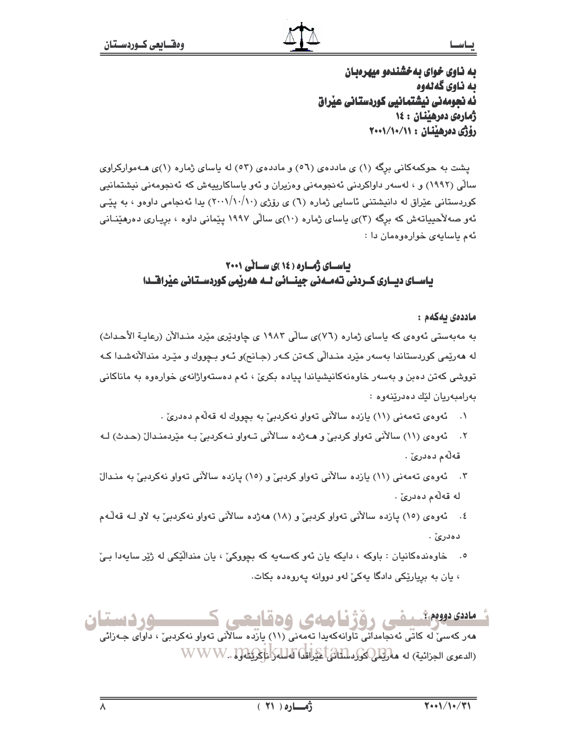**بە ناوی خوای بەخشندەو میهرەبان**
**بە ناوی گەلەوە**
**ئەنجومەنی نیشتمانیی کوردستانی عێراق**
**ژمارەی دەرهێنان : ١٤**
**رۆژی دەرهێنان : ٢٠٠١/١٠/١١**

پشت بە حوکمەکانی برگە (١) ی ماددەی (٥٦) و ماددەی (٥٣) لە یاسای ژمارە (١)ی هەموارکراوی ساڵی (١٩٩٢) و ، لەسەر داواکردنی ئەنجومەنی وەزیران و ئەو یاساکارییەش کە ئەنجومەنی نیشتمانیی کوردستانی عێراق لە دانیشتنی ئاسایی ژمارە (٦) ی رۆژی (٢٠٠١/١٠/١٠) یدا ئەنجامی داوەو ، بە پێی ئەو صەلاحییاتەش کە برگە (٣)ی یاسای ژمارە (١٠)ی ساڵی ١٩٩٧ پێمانی داوە ، بڕیاری دەرهێنانی ئەم یاسایەی خوارەوەمان دا :

## یاسای ژمارە (١٤)ی ساڵی ٢٠٠١
## یاسای دیاری کردنی تەمەنی جینائی لە هەرێمی کوردستانی عێراقدا

**ماددەی یەکەم :**

بە مەبەستی ئەوەی کە یاسای ژمارە (٧٦)ی ساڵی ١٩٨٣ ی چاودێری مێرد منداڵان (رعایة الأحداث) لە هەرێمی کوردستاندا بەسەر مێرد منداڵی کەتن کەر (جانح)و ئەو بچووك و مێرد منداڵانەشدا کە تووشی کەتن دەبن و بەسەر خاوەنەکانیشیاندا پیادە بکرێ ، ئەم دەستەواژانەی خوارەوە بە ماناکانی بەرامبەریان لێك دەدرێنەوە :

١. ئەوەی تەمەنی (١١) یازدە ساڵانی تەواو نەکردبێ بە بچووك لە قەڵەم دەدرێ .
٢. ئەوەی (١١) ساڵانی تەواو کردبێ و هەژدە ساڵانی تەواو نەکردبێ بە مێردمنداڵ (حدث) لە قەڵەم دەدرێ .
٣. ئەوەی تەمەنی (١١) یازدە ساڵانی تەواو کردبێ و (١٥) پازدە ساڵانی تەواو نەکردبێ بە منداڵ لە قەڵەم دەدرێ .
٤. ئەوەی (١٥) پازدە ساڵانی تەواو کردبێ و (١٨) هەژدە ساڵانی تەواو نەکردبێ بە لاو لە قەڵەم دەدرێ .
٥. خاوەندەکانیان : باوکە ، دایکە یان ئەو کەسەیە کە بچووکێ ، یان منداڵێکی لە ژێر سایەدا بێ ، یان بە بڕیارێکی دادگا یەکێ لەو دووانە پەروەدە بکات.

**ماددەی دووەم :**

هەر کەسێ لە کاتی ئەنجامدانی تاوانەکەیدا تەمەنی (١١) یازدە ساڵانی تەواو نەکردبێ ، داوای جەزائی (الدعوی الجزائیة) لە هەرێمی کوردستانی عێراقدا لەسەر ناگیرێتەوە .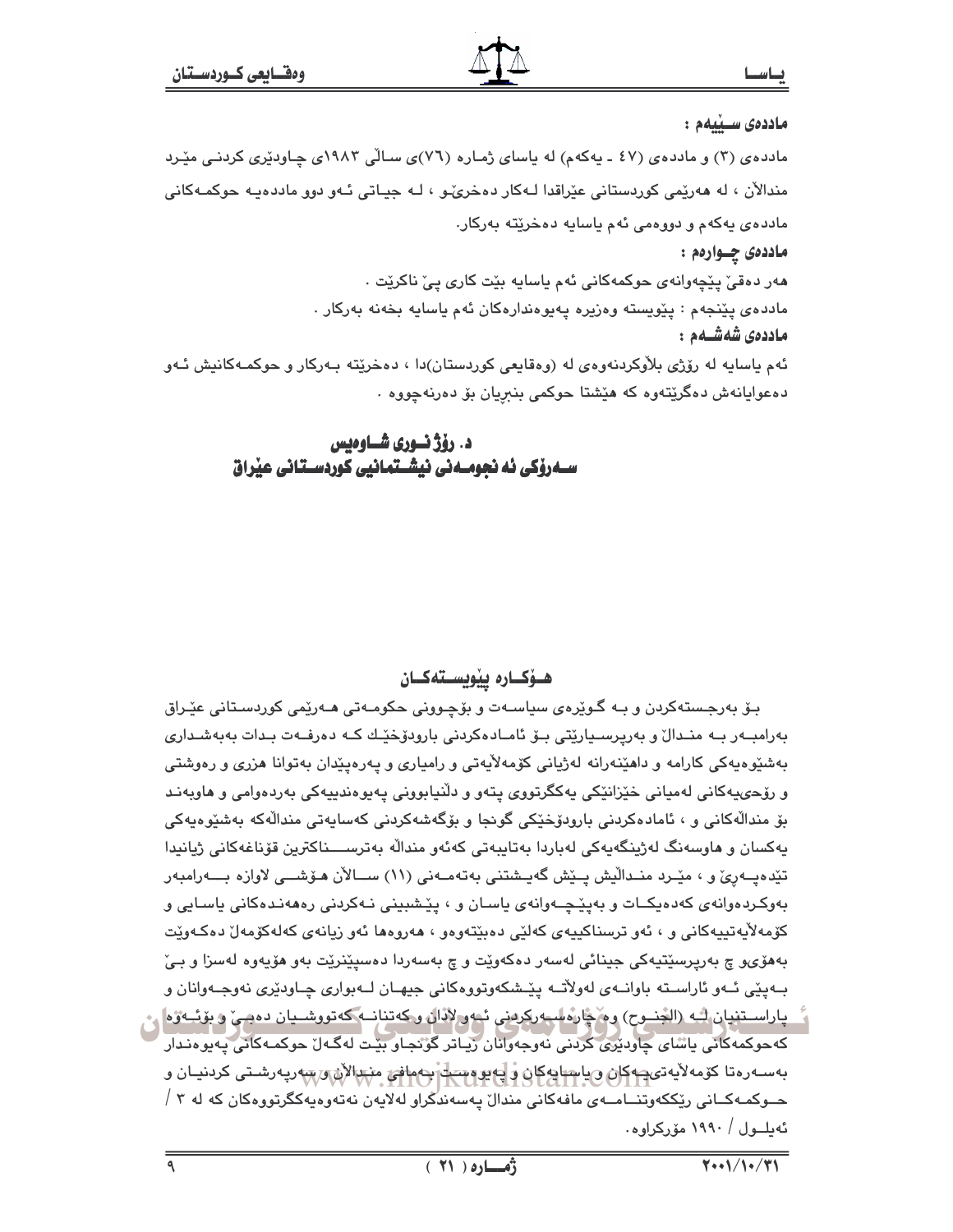**مادده‌ی سێیه‌م :**

مادده‌ی (٣) و مادده‌ی (٤٧ ـ یه‌كه‌م) له‌ یاسای ژماره‌ (٧٦)ی ساڵی ١٩٨٣ی چاودێری كردنی مێرد منداڵان ، له‌ هه‌رێمی كوردستانی عێراقدا له‌كار ده‌خرێو ، له‌ جیاتی ئه‌و دوو مادده‌یه‌ حوكمه‌كانی مادده‌ی یه‌كه‌م و دووه‌می ئه‌م یاسایه‌ ده‌خرێته‌ به‌ركار.

**مادده‌ی چـوارەم :**

هه‌ر ده‌قێ پێچه‌وانه‌ی حوكمه‌كانی ئه‌م یاسایه‌ بێت كاری پێ ناكرێت .

مادده‌ی پێنجه‌م : پێویسته‌ وه‌زیره‌ په‌یوه‌ندداره‌كان ئه‌م یاسایه‌ بخه‌نه‌ به‌ركار .

**مادده‌ی شه‌شـه‌م :**

ئه‌م یاسایه‌ له‌ رۆژی بلاَوكردنه‌وه‌ی له‌ (وه‌قایعی كوردستان)دا ، ده‌خرێته‌ به‌ركار و حوكمه‌كانیش ئه‌و ده‌عوایانه‌ش ده‌گرێته‌وه‌ كه‌ هێشتا حوكمی بنبڕیان بۆ ده‌رنه‌چووه‌ .

**د. رۆژ نـوری شـاوه‌یس**
**سـه‌رۆكی ئه‌نجومـه‌نی نیشـتمانیی كوردسـتانی عێراق**

## هـۆكـاره‌ پێویسـته‌كـان

بۆ به‌رجسته‌كردن و به‌ گوێره‌ی سیاسه‌ت و بۆچوونی حكومه‌تی هه‌رێمی كوردستانی عێراق به‌رامبه‌ر به‌ منداڵ و به‌رپرسیارێتی بۆ ئاماده‌كردنی بارودۆخێك كه‌ ده‌رفه‌ت بدات به‌به‌شداری به‌شێوه‌یه‌كی كارامه‌ و داهێنه‌رانه‌ له‌ژیانی كۆمه‌لاَیه‌تی و رامیاری و په‌ره‌پێدان به‌توانا هزری و ره‌وشتی و رۆحیه‌كانی له‌میانی خێزانێكی یه‌كگرتووی پته‌و و دلَنیابوونی په‌یوه‌ندییه‌كی به‌رده‌وامی و هاوبه‌ند بۆ منداڵه‌كانی و ، ئاماده‌كردنی بارودۆخێكی گونجا و بۆگه‌شه‌كردنی كه‌سایه‌تی منداڵه‌كه‌ به‌شێوه‌یه‌كی یه‌كسان و هاوسه‌نگ له‌ژینگه‌یه‌كی له‌باردا به‌تایبه‌تی كه‌ئه‌و منداڵه‌ به‌ترسناكترین قۆناغه‌كانی ژیانیدا تێده‌په‌رێ و ، مێرد منداڵیش پێش گه‌یشتنی به‌ته‌مه‌نی (١١) ساڵان هۆشی لاوازه‌ به‌رامبه‌ر به‌وكرده‌وانه‌ی كه‌ده‌یكات و به‌پێچه‌وانه‌ی یاسان و ، پێشبینی نه‌كردنی ره‌هه‌نده‌كانی یاسایی و كۆمه‌لاَیه‌تییه‌كانی و ، ئه‌و ترسناكییه‌ی كه‌لێی ده‌بێته‌وه‌و ، هه‌روه‌ها ئه‌و زیانه‌ی كه‌له‌كۆمه‌ڵ ده‌كه‌وێت به‌هۆیه‌و چ به‌رپرسێتیه‌كی جینائی له‌سه‌ر ده‌كه‌وێت و چ به‌سه‌ردا ده‌سپێنرێت به‌و هۆیه‌وه‌ له‌سزا و بێ به‌پێی ئه‌و ئاراسته‌ باوانه‌ی له‌ولاَته‌ پێشكه‌وتووه‌كانی جیهان له‌بواری چاودێری نه‌وجه‌وانان و پاراستنیان له‌ (الجنوح) وه‌ چاره‌سه‌ركردنی ئه‌و لادان و كه‌تنانه‌ كه‌تووشیان ده‌بێ و بۆئه‌وه‌ كه‌حوكمه‌كانی یاسای چاودێری كردنی نه‌وجه‌وانان زیاتر گونجاو بێت له‌گه‌ڵ حوكمه‌كانی په‌یوه‌ندار به‌سه‌ره‌تا كۆمه‌لاَیه‌تیه‌كان و یاساییه‌كان و په‌یوه‌ست به‌مافی منداڵان و سه‌رپه‌رشتی كردنیان و حوكمه‌كانی رێككه‌وتنامه‌ی مافه‌كانی منداڵ په‌سه‌ندكراو له‌لایه‌ن نه‌ته‌وه‌یه‌كگرتووه‌كان كه‌ له‌ ٣ / ئه‌یلول / ١٩٩٠ مۆركراوه‌.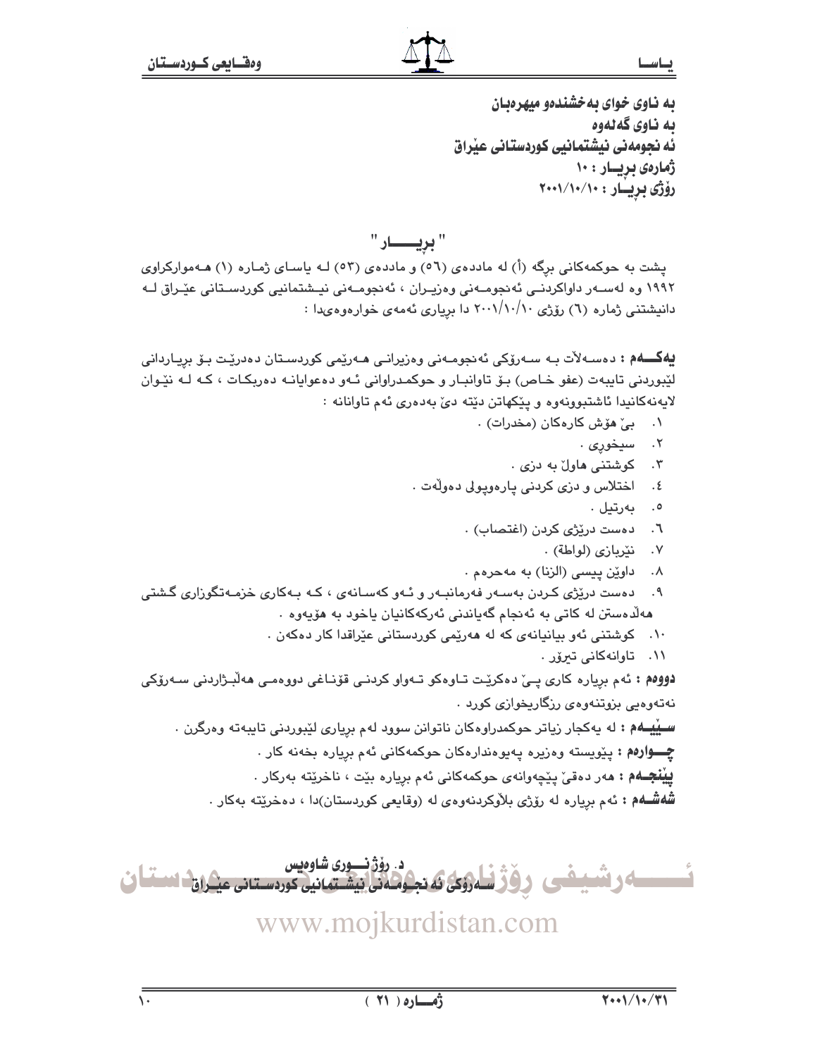به ناوی خوای بەخشندەو میهرەبان
به ناوی گەلەوە
ئەنجومەنی نیشتمانیی کوردستانی عێراق
ژمارەی بڕیـار : ١٠
ڕۆژی بڕیـار : ٢٠٠١/١٠/١٠

## " بڕیــــار "

پشت بە حوکمەکانی برگە (أ) لە ماددەی (٥٦) و ماددەی (٥٣) لـە یاسـای ژمـارە (١) هـەموارکراوی ١٩٩٢ وە لەسـەر داواکردنـی ئەنجومـەنی وەزیـران ، ئەنجومـەنی نیـشتمانیی کوردسـتانی عێـراق لـە دانیشتنی ژمارە (٦) ڕۆژی ٢٠٠١/١٠/١٠ دا بڕیاری ئەمەی خوارەوەیدا :

**یەکـــەم :** دەسـەلآت بـە سـەرۆکی ئەنجومـەنی وەزیرانـی هـەرێمی کوردسـتان دەدرێـت بـۆ بڕیـاردانی لێبوردنی تایبەت (عفو خـاص) بـۆ تاوانبـار و حوکمـدراوانی ئـەو دەعوایانـە دەربکـات ، کـە لـە نێـوان لایەنەکانیدا ئاشتبوونەوە و پێکهاتن دێتە دێ بەدەری ئەم تاوانانە :

١. بێ هۆش کارەکان (مخدرات) .
٢. سیخوڕی .
٣. کوشتنی هاوڵ بە دزی .
٤. اختلاس و دزی کردنی پارەوپولی دەوڵەت .
٥. بەرتیل .
٦. دەست درێژی کردن (اغتصاب) .
٧. نێربازی (لواطة) .
٨. داوێن پیسی (الزنا) بە مەحرەم .
٩. دەست درێژی کـردن بەسـەر فەرمانبـەر و ئـەو کەسـانەی ، کـە بـەکاری خزمـەتگوزاری گـشتی هەڵدەستن لە کاتی بە ئەنجام گەیاندنی ئەرکەکانیان یاخود بە هۆیەوە .
١٠. کوشتنی ئەو بیانیانەی کە لە هەرێمی کوردستانی عێراقدا کار دەکەن .
١١. تاوانەکانی تیرۆر .

**دووەم :** ئەم بڕیارە کاری پـێ دەکرێـت تـاوەکو تـەواو کردنـی قۆنـاغی دووەمـی هەڵبـژاردنی سـەرۆکی نەتەوەیی بزوتنەوەی ڕزگاریخوازی کورد .

**سـێیـەم :** لە یەکجار زیاتر حوکمدراوەکان ناتوانن سوود لەم بڕیاری لێبوردنی تایبەتە وەرگرن .

**چـــوارەم :** پێویستە وەزیرە پەیوەندارەکان حوکمەکانی ئەم بڕیارە بخەنە کار .

**پێنجـەم :** هەر دەقێ پێچەوانەی حوکمەکانی ئەم بڕیارە بێت ، ناخرێتە بەرکار .

**شەشــەم :** ئەم بڕیارە لە ڕۆژی بلآوکردنەوەی لە (وقایعی کوردستان)دا ، دەخرێتە بەکار .

د. ڕۆژ نــوری شاوەیس
سـەرۆکی ئەنجومـەنی نیشـتمانیی کوردسـتانی عێـراق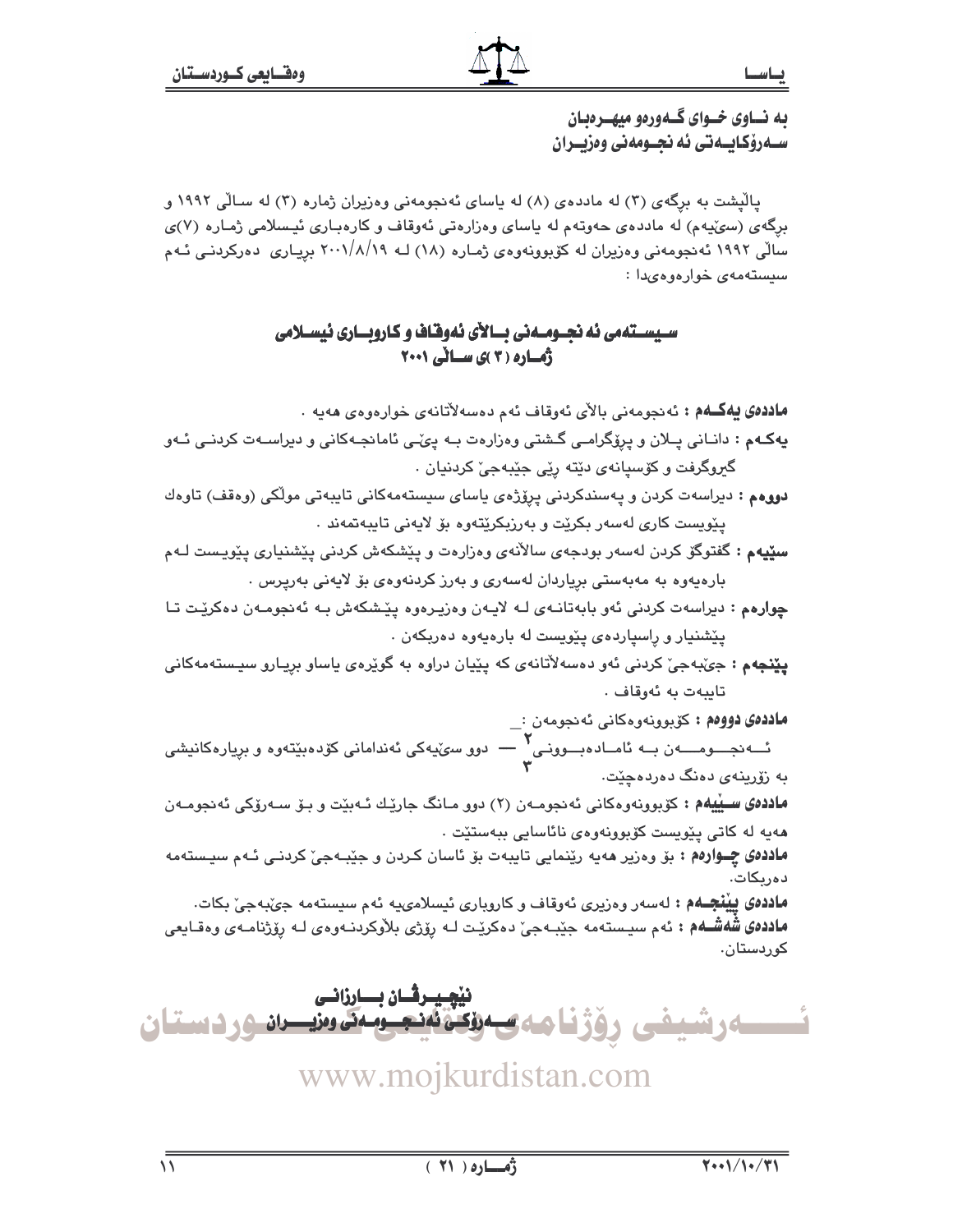به نـاوى خـواى گـەورەو ميهـرەبان
سـەرۆكايـەتى ئە نجـومەنى وەزيـران

پاڵپشت بە برگەی (٣) لە ماددەی (٨) لە یاسای ئەنجومەنی وەزیران ژمارە (٣) لە ساڵی ١٩٩٢ و برگەی (سێیەم) لە ماددەی حەوتەم لە یاسای وەزارەتی ئەوقاف و کارەباری ئیسلامی ژمارە (٧)ی ساڵی ١٩٩٢ ئەنجومەنی وەزیران لە کۆبوونەوەی ژمارە (١٨) لە ٢٠٠١/٨/١٩ بریاری دەرکردنی ئەم سیستەمەی خوارەوەیدا :

## سـيستەمی ئە نجـومـەنی بـالآی ئەوقاف و کاروبـاری ئیسـلامی
## ژمـارە (٣)ی سـاڵی ٢٠٠١

**ماددەی یەکـەم :** ئەنجومەنی باڵای ئەوقاف ئەم دەسەڵاتانەی خوارەوەی هەیە .

**یەکـەم :** دانانی پـلان و پرۆگرامـی گـشتی وەزارەت بـە پێـی ئامانجـەکانی و دیراسـەت کردنـی ئـەو گیروگرفت و کۆسپانەی دێتە رێی جێبەجێ کردنیان .

**دووەم :** دیراسەت کردن و پەسندکردنی پرۆژەی یاسای سیستەمەکانی تایبەتی موڵکی (وەقف) تاوەك پێویست کاری لەسەر بکرێت و بەرزبکرێتەوە بۆ لایەنی تایبەتمەند .

**سێیەم :** گفتوگۆ کردن لەسەر بودجەی ساڵانەی وەزارەت و پێشکەش کردنی پێشنیاری پێویست لـەم بارەیەوە بە مەبەستی بریاردان لەسەری و بەرز کردنەوەی بۆ لایەنی بەرپرس .

**چوارەم :** دیراسەت کردنی ئەو بابەتانـەی لـە لایـەن وەزیـرەوە پێـشکەش بـە ئەنجومـەن دەکرێـت تـا پێشنیار و راسپاردەی پێویست لە بارەیەوە دەربکەن .

**پێنجەم :** جێبەجێ کردنی ئەو دەسەڵاتانەی کە پێیان دراوە بە گوێرەی یاساو بریـارو سیـستەمەکانی تایبەت بە ئەوقاف .

**ماددەی دووەم :** کۆبوونەوەکانی ئەنجومەن :_

ئـەنجـومـەن بـە ئامـادەبـوونی $\frac{2}{3}$ — دوو سێیەکی ئەندامانی کۆدەبێتەوە و بریارەکانیشی بە زۆرینەی دەنگ دەردەچێت.

**ماددەی سـێیەم :** کۆبوونەوەکانی ئەنجومـەن (٢) دوو مـانگ جارێـك ئـەبێت و بـۆ سـەرۆکی ئەنجومـەن هەیە لە کاتی پێویست کۆبوونەوەی نائاسایی ببەستێت .

**ماددەی چـوارەم :** بۆ وەزیر هەیە رێنمایی تایبەت بۆ ئاسان کـردن و جێبـەجێ کردنـی ئـەم سیـستەمە دەربکات.

**ماددەی پێنجـەم :** لەسەر وەزیری ئەوقاف و کاروباری ئیسلامیە ئەم سیستەمە جێبەجێ بکات.

**ماددەی شەشـەم :** ئەم سیـستەمە جێبـەجێ دەکرێت لـە رۆژی بلاوکردنـەوەی لـە رۆژنامـەی وەقـایعی کوردستان.

**نێچیـرڤـان بـارزانـی**
**سـەرۆکی ئەنجـومـەنی وەزیـران**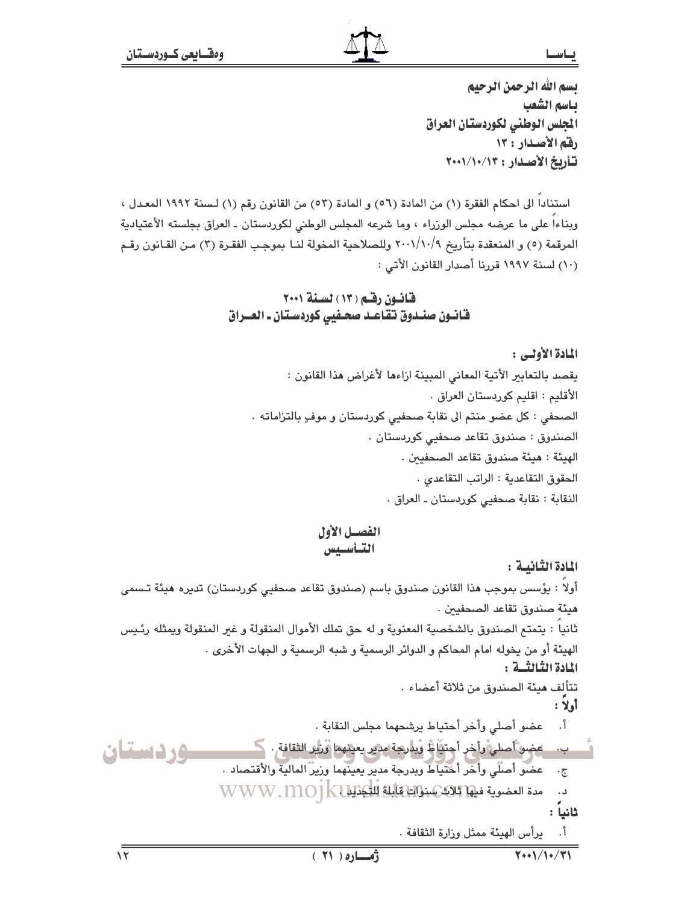بسم الله الرحمن الرحيم
باسم الشعب
المجلس الوطني لكوردستان العراق
رقم الأصدار : ١٣
تأريخ الأصدار : ٢٠٠١/١٠/١٣

استناداً الى احكام الفقرة (١) من المادة (٥٦) و المادة (٥٣) من القانون رقم (١) لسنة ١٩٩٢ المعدل ، وبناءاً على ما عرضه مجلس الوزراء ، وما شرعه المجلس الوطني لكوردستان ـ العراق بجلسته الأعتيادية المرقمة (٥) و المنعقدة بتأريخ ٢٠٠١/١٠/٩ وللصلاحية المخولة لنا بموجب الفقرة (٣) من القانون رقم (١٠) لسنة ١٩٩٧ قررنا أصدار القانون الأتي :

## قانون رقم (١٣) لسنة ٢٠٠١
## قانون صندوق تقاعد صحفيي كوردستان ـ العراق

**المادة الأولى :**

يقصد بالتعابير الأتية المعاني المبينة ازاءها لأغراض هذا القانون :

الأقليم : اقليم كوردستان العراق .

الصحفي : كل عضو منتم الى نقابة صحفيي كوردستان و موفٍ بالتزاماته .

الصندوق : صندوق تقاعد صحفيي كوردستان .

الهيئة : هيئة صندوق تقاعد الصحفيين .

الحقوق التقاعدية : الراتب التقاعدي .

النقابة : نقابة صحفيي كوردستان ـ العراق .

## الفصل الأول
## التأسيس

**المادة الثانية :**

أولاً : يؤسس بموجب هذا القانون صندوق باسم (صندوق تقاعد صحفيي كوردستان) تديره هيئة تسمى هيئة صندوق تقاعد الصحفيين .

ثانياً : يتمتع الصندوق بالشخصية المعنوية و له حق تملك الأموال المنقولة و غير المنقولة ويمثله رئيس الهيئة أو من يخوله امام المحاكم و الدوائر الرسمية و شبه الرسمية و الجهات الأخرى .

**المادة الثالثة :**

تتألف هيئة الصندوق من ثلاثة أعضاء .

**أولاً :**

أ. عضو أصلي وأخر أحتياط يرشحهما مجلس النقابة .

ب. عضو أصلي وأخر أحتياط وبدرجة مدير يعينهما وزير الثقافة .

ج. عضو أصلي وأخر أحتياط وبدرجة مدير يعينهما وزير المالية والأقتصاد .

د. مدة العضوية فيها ثلاث سنوات قابلة للتجديد .

**ثانياً :**

أ. يرأس الهيئة ممثل وزارة الثقافة .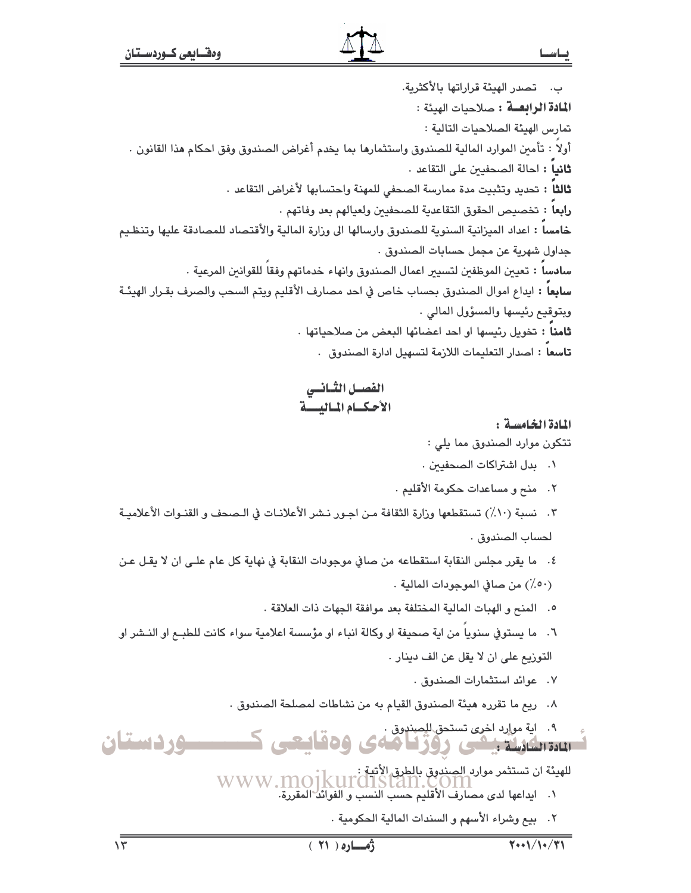ب. تصدر الهيئة قراراتها بالأكثرية.

**المادة الرابعة** : صلاحيات الهيئة :

تمارس الهيئة الصلاحيات التالية :

أولاً : تأمين الموارد المالية للصندوق واستثمارها بما يخدم أغراض الصندوق وفق احكام هذا القانون .

**ثانياً** : احالة الصحفيين على التقاعد .

**ثالثاً** : تحديد وتثبيت مدة ممارسة الصحفي للمهنة واحتسابها لأغراض التقاعد .

**رابعاً** : تخصيص الحقوق التقاعدية للصحفيين ولعيالهم بعد وفاتهم .

**خامساً** : اعداد الميزانية السنوية للصندوق وارسالها الى وزارة المالية والأقتصاد للمصادقة عليها وتنظيم جداول شهرية عن مجمل حسابات الصندوق .

**سادساً** : تعيين الموظفين لتسيير اعمال الصندوق وانهاء خدماتهم وفقاً للقوانين المرعية .

**سابعاً** : ايداع اموال الصندوق بحساب خاص في احد مصارف الأقليم ويتم السحب والصرف بقرار الهيئة وبتوقيع رئيسها والمسؤول المالي .

**ثامناً** : تخويل رئيسها او احد اعضائها البعض من صلاحياتها .

**تاسعاً** : اصدار التعليمات اللازمة لتسهيل ادارة الصندوق .

## الفصل الثاني
## الأحكام المالية

**المادة الخامسة :**

تتكون موارد الصندوق مما يلي :

١. بدل اشتراكات الصحفيين .
٢. منح و مساعدات حكومة الأقليم .
٣. نسبة (١٠٪) تستقطعها وزارة الثقافة من اجور نشر الأعلانات في الصحف و القنوات الأعلامية لحساب الصندوق .
٤. ما يقرر مجلس النقابة استقطاعه من صافي موجودات النقابة في نهاية كل عام على ان لا يقل عن (٥٠٪) من صافي الموجودات المالية .
٥. المنح و الهبات المالية المختلفة بعد موافقة الجهات ذات العلاقة .
٦. ما يستوفي سنوياً من اية صحيفة او وكالة انباء او مؤسسة اعلامية سواء كانت للطبع او النشر او التوزيع على ان لا يقل عن الف دينار .
٧. عوائد استثمارات الصندوق .
٨. ريع ما تقرره هيئة الصندوق القيام به من نشاطات لمصلحة الصندوق .
٩. اية موارد اخرى تستحق للصندوق .

**المادة السادسة :**

للهيئة ان تستثمر موارد الصندوق بالطرق الأتية :

١. ايداعها لدى مصارف الأقليم حسب النسب و الفوائد المقررة.
٢. بيع وشراء الأسهم و السندات المالية الحكومية .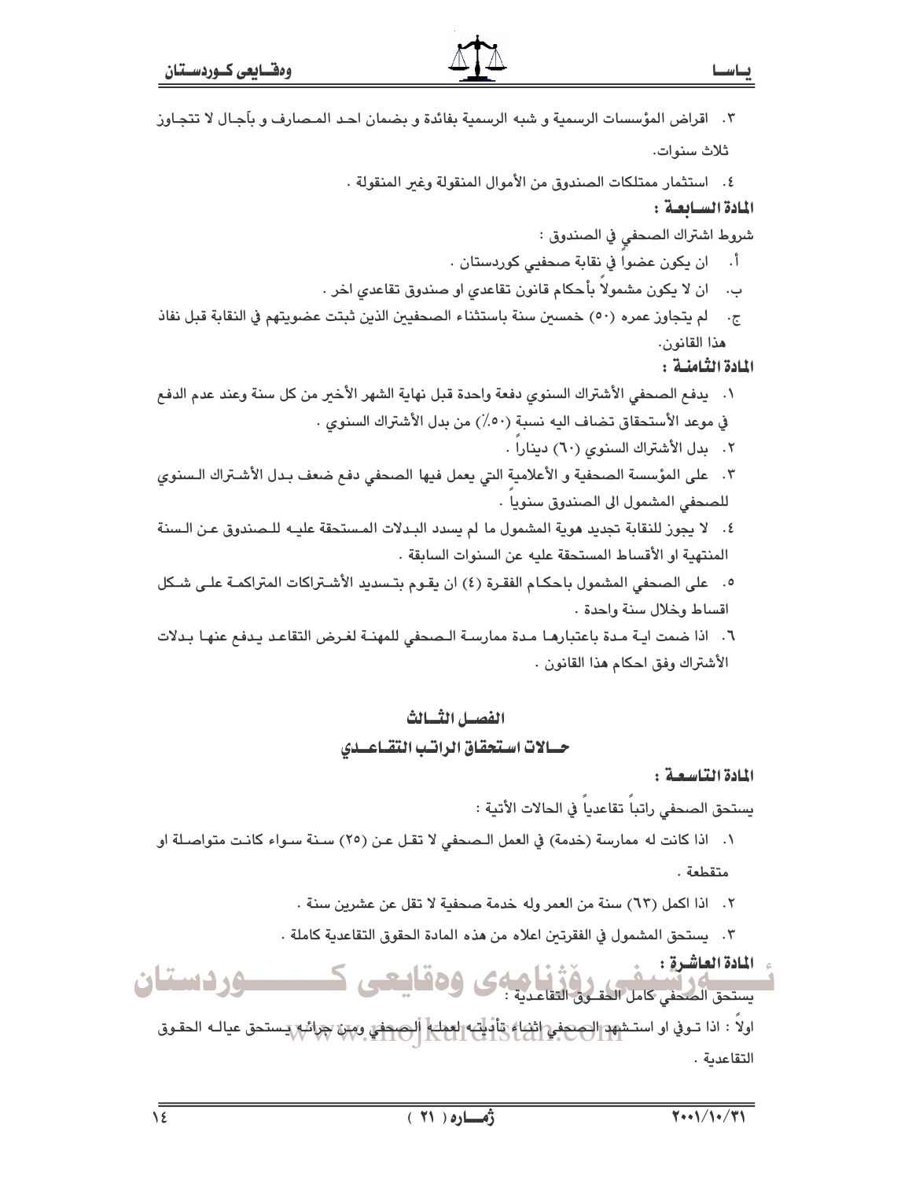٣. اقراض المؤسسات الرسمية و شبه الرسمية بفائدة و بضمان احد المصارف و بآجال لا تتجاوز ثلاث سنوات.

٤. استثمار ممتلكات الصندوق من الأموال المنقولة وغير المنقولة .

**المادة السابعة :**

شروط اشتراك الصحفي في الصندوق :

أ. ان يكون عضواً في نقابة صحفيي كوردستان .

ب. ان لا يكون مشمولاً بأحكام قانون تقاعدي او صندوق تقاعدي اخر .

ج. لم يتجاوز عمره (٥٠) خمسين سنة باستثناء الصحفيين الذين ثبتت عضويتهم في النقابة قبل نفاذ هذا القانون.

**المادة الثامنة :**

١. يدفع الصحفي الأشتراك السنوي دفعة واحدة قبل نهاية الشهر الأخير من كل سنة وعند عدم الدفع في موعد الأستحقاق تضاف اليه نسبة (٥٠٪) من بدل الأشتراك السنوي .

٢. بدل الأشتراك السنوي (٦٠) ديناراً .

٣. على المؤسسة الصحفية و الأعلامية التي يعمل فيها الصحفي دفع ضعف بدل الأشتراك السنوي للصحفي المشمول الى الصندوق سنوياً .

٤. لا يجوز للنقابة تجديد هوية المشمول ما لم يسدد البدلات المستحقة عليه للصندوق عن السنة المنتهية او الأقساط المستحقة عليه عن السنوات السابقة .

٥. على الصحفي المشمول باحكام الفقرة (٤) ان يقوم بتسديد الأشتراكات المتراكمة على شكل اقساط وخلال سنة واحدة .

٦. اذا ضمت اية مدة باعتبارها مدة ممارسة الصحفي للمهنة لغرض التقاعد يدفع عنها بدلات الأشتراك وفق احكام هذا القانون .

## الفصل الثالث

## حالات استحقاق الراتب التقاعدي

**المادة التاسعة :**

يستحق الصحفي راتباً تقاعدياً في الحالات الأتية :

١. اذا كانت له ممارسة (خدمة) في العمل الصحفي لا تقل عن (٢٥) سنة سواء كانت متواصلة او متقطعة .

٢. اذا اكمل (٦٣) سنة من العمر وله خدمة صحفية لا تقل عن عشرين سنة .

٣. يستحق المشمول في الفقرتين اعلاه من هذه المادة الحقوق التقاعدية كاملة .

**المادة العاشرة :**

يستحق الصحفي كامل الحقوق التقاعدية :

اولاً : اذا توفي او استشهد الصحفي اثناء تأديته لعمله الصحفي ومن جرائه يستحق عياله الحقوق التقاعدية .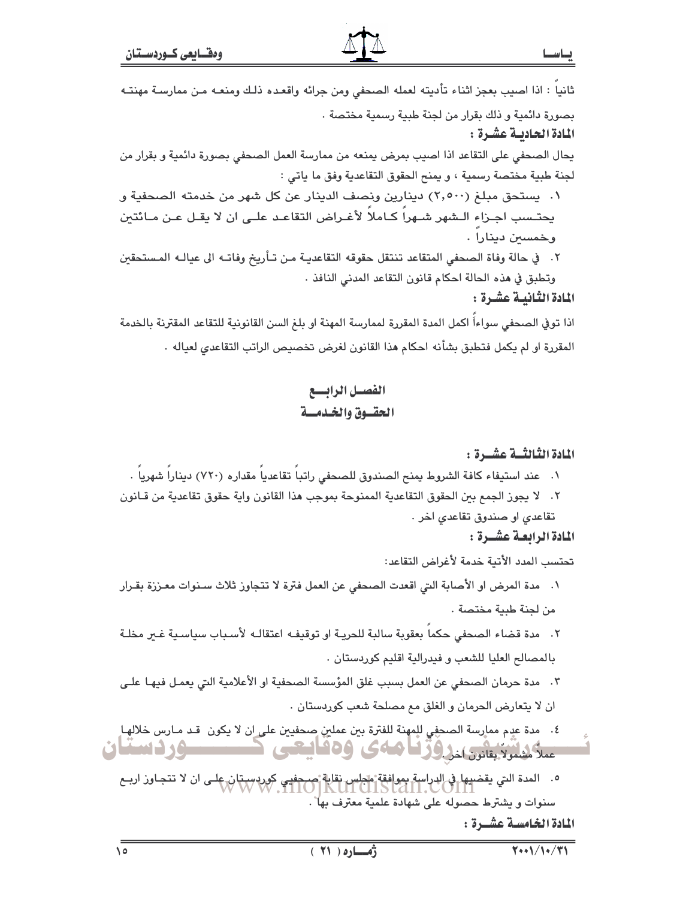ثانياً : اذا اصيب بعجز اثناء تأديته لعمله الصحفي ومن جرائه واقعده ذلك ومنعه من ممارسة مهنته بصورة دائمية و ذلك بقرار من لجنة طبية رسمية مختصة .

**المادة الحادية عشرة :**

يحال الصحفي على التقاعد اذا اصيب بمرض يمنعه من ممارسة العمل الصحفي بصورة دائمية و بقرار من لجنة طبية مختصة رسمية ، و يمنح الحقوق التقاعدية وفق ما ياتي :

١. يستحق مبلغ (٢,٥٠٠) دينارين ونصف الدينار عن كل شهر من خدمته الصحفية و يحتسب اجزاء الشهر شهراً كاملاً لأغراض التقاعد على ان لا يقل عن مائتين وخمسين ديناراً .
٢. في حالة وفاة الصحفي المتقاعد تنتقل حقوقه التقاعدية من تأريخ وفاته الى عياله المستحقين وتطبق في هذه الحالة احكام قانون التقاعد المدني النافذ .

**المادة الثانية عشرة :**

اذا توفي الصحفي سواءاً اكمل المدة المقررة لممارسة المهنة او بلغ السن القانونية للتقاعد المقترنة بالخدمة المقررة او لم يكمل فتطبق بشأنه احكام هذا القانون لغرض تخصيص الراتب التقاعدي لعياله .

## الفصل الرابع
## الحقوق والخدمة

**المادة الثالثة عشرة :**

١. عند استيفاء كافة الشروط يمنح الصندوق للصحفي راتباً تقاعدياً مقداره (٧٢٠) ديناراً شهرياً .
٢. لا يجوز الجمع بين الحقوق التقاعدية الممنوحة بموجب هذا القانون واية حقوق تقاعدية من قانون تقاعدي او صندوق تقاعدي اخر .

**المادة الرابعة عشرة :**

تحتسب المدد الأتية خدمة لأغراض التقاعد:

١. مدة المرض او الأصابة التي اقعدت الصحفي عن العمل فترة لا تتجاوز ثلاث سنوات معززة بقرار من لجنة طبية مختصة .
٢. مدة قضاء الصحفي حكماً بعقوبة سالبة للحرية او توقيفه اعتقاله لأسباب سياسية غير مخلة بالمصالح العليا للشعب و فيدرالية اقليم كوردستان .
٣. مدة حرمان الصحفي عن العمل بسبب غلق المؤسسة الصحفية او الأعلامية التي يعمل فيها على ان لا يتعارض الحرمان و الغلق مع مصلحة شعب كوردستان .
٤. مدة عدم ممارسة الصحفي للمهنة للفترة بين عملين صحفيين على ان لا يكون قد مارس خلالها عملاً مشمولاً بقانون اخر .
٥. المدة التي يقضيها في الدراسة بموافقة مجلس نقابة صحفيي كوردستان على ان لا تتجاوز اربع سنوات و يشترط حصوله على شهادة علمية معترف بها .

**المادة الخامسة عشرة :**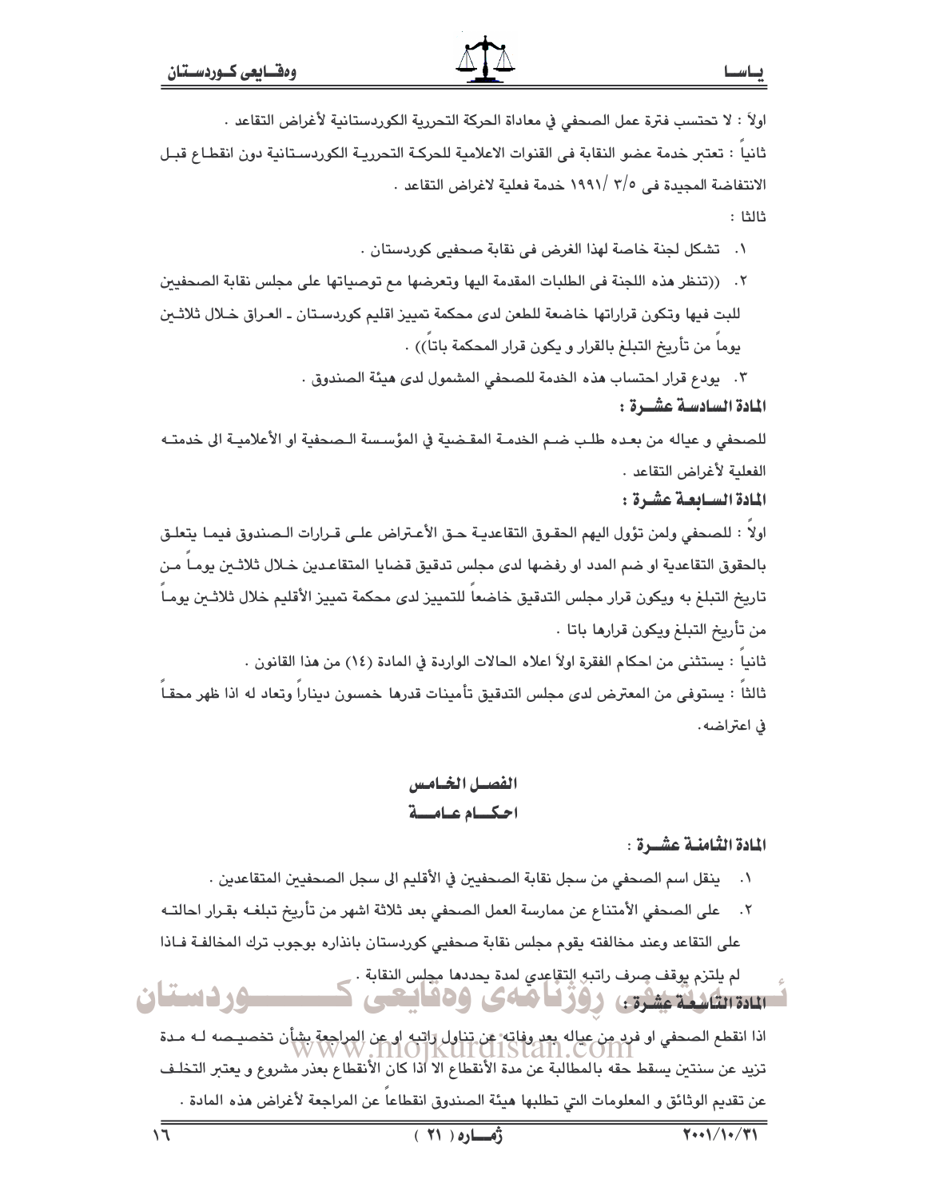اولاً : لا تحتسب فترة عمل الصحفي في معاداة الحركة التحررية الكوردستانية لأغراض التقاعد .

ثانياً : تعتبر خدمة عضو النقابة فى القنوات الاعلامية للحركة التحررية الكوردستانية دون انقطاع قبل الانتفاضة المجيدة فى ٥/٣ /١٩٩١ خدمة فعلية لاغراض التقاعد .

ثالثا :

١. تشكل لجنة خاصة لهذا الغرض فى نقابة صحفيى كوردستان .
٢. ((تنظر هذه اللجنة فى الطلبات المقدمة اليها وتعرضها مع توصياتها على مجلس نقابة الصحفيين للبت فيها وتكون قراراتها خاضعة للطعن لدى محكمة تمييز اقليم كوردستان ـ العراق خلال ثلاثين يوماً من تأريخ التبلغ بالقرار و يكون قرار المحكمة باتاً)) .
٣. يودع قرار احتساب هذه الخدمة للصحفي المشمول لدى هيئة الصندوق .

### المادة السادسة عشرة :

للصحفي و عياله من بعده طلب ضم الخدمة المقضية في المؤسسة الصحفية او الأعلامية الى خدمته الفعلية لأغراض التقاعد .

### المادة السابعة عشرة :

اولاً : للصحفي ولمن تؤول اليهم الحقوق التقاعدية حق الأعتراض على قرارات الصندوق فيما يتعلق بالحقوق التقاعدية او ضم المدد او رفضها لدى مجلس تدقيق قضايا المتقاعدين خلال ثلاثين يوماً من تاريخ التبلغ به ويكون قرار مجلس التدقيق خاضعاً للتمييز لدى محكمة تمييز الأقليم خلال ثلاثين يوماً من تأريخ التبلغ ويكون قرارها باتا .

ثانياً : يستثنى من احكام الفقرة اولاً اعلاه الحالات الواردة في المادة (١٤) من هذا القانون .

ثالثاً : يستوفى من المعترض لدى مجلس التدقيق تأمينات قدرها خمسون ديناراً وتعاد له اذا ظهر محقاً في اعتراضه.

## الفصل الخامس
## احكام عامة

### المادة الثامنة عشرة :

١. ينقل اسم الصحفي من سجل نقابة الصحفيين في الأقليم الى سجل الصحفيين المتقاعدين .
٢. على الصحفي الأمتناع عن ممارسة العمل الصحفي بعد ثلاثة اشهر من تأريخ تبلغه بقرار احالته على التقاعد وعند مخالفته يقوم مجلس نقابة صحفيي كوردستان بانذاره بوجوب ترك المخالفة فاذا لم يلتزم يوقف صرف راتبه التقاعدي لمدة يحددها مجلس النقابة .

### المادة التاسعة عشرة :

اذا انقطع الصحفي او فرد من عياله بعد وفاته عن تناول راتبه او عن المراجعة بشأن تخصيصه له مدة تزيد عن سنتين يسقط حقه بالمطالبة عن مدة الأنقطاع الا اذا كان الأنقطاع بعذر مشروع و يعتبر التخلف عن تقديم الوثائق و المعلومات التي تطلبها هيئة الصندوق انقطاعاً عن المراجعة لأغراض هذه المادة .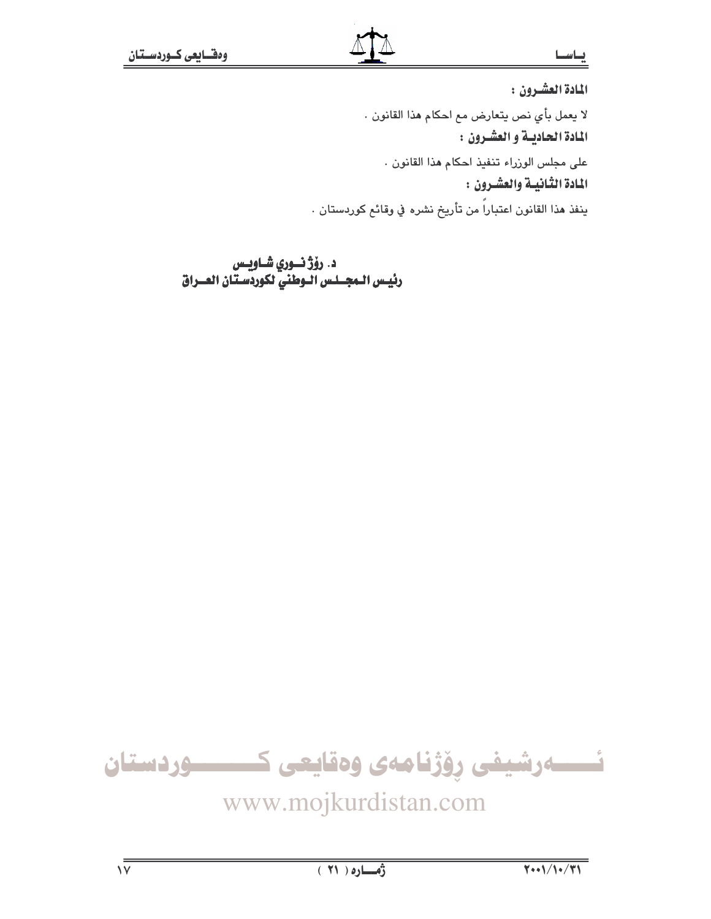**المادة العشـرون :**

لا يعمل بأي نص يتعارض مع احكام هذا القانون .

**المادة الحاديـة و العشـرون :**

على مجلس الوزراء تنفيذ احكام هذا القانون .

**المادة الثانيـة والعشـرون :**

ينفذ هذا القانون اعتباراً من تأريخ نشره في وقائع كوردستان .

**د. رۆژ نـوري شـاويـس**
**رئيـس الـمجـلـس الـوطني لكوردسـتان العــراق**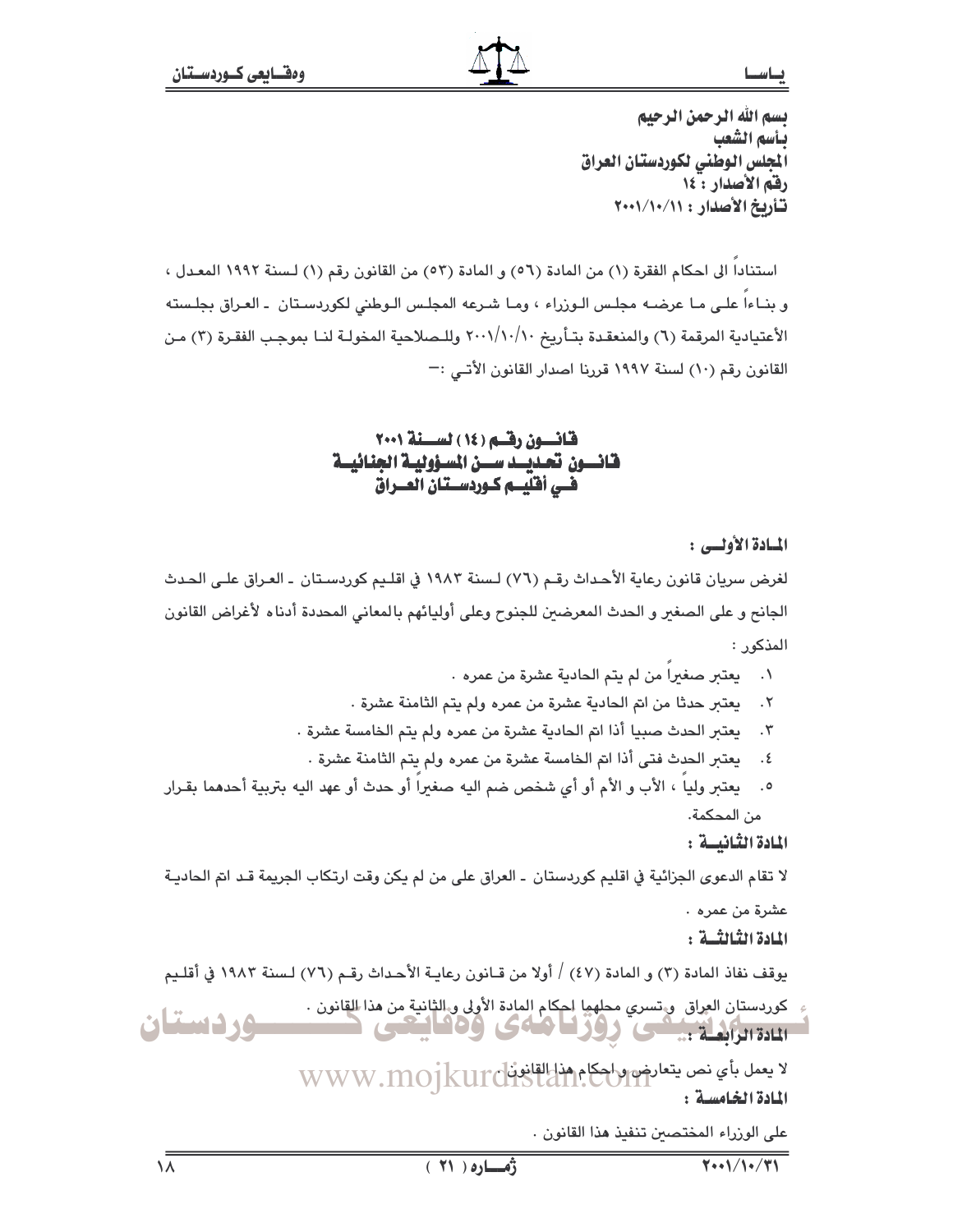بسم الله الرحمن الرحيم
بأسم الشعب
المجلس الوطني لكوردستان العراق
رقم الأصدار : ١٤
تأريخ الأصدار : ٢٠٠١/١٠/١١

استناداً الى احكام الفقرة (١) من المادة (٥٦) و المادة (٥٣) من القانون رقم (١) لسنة ١٩٩٢ المعدل ، و بناءاً على ما عرضه مجلس الوزراء ، وما شرعه المجلس الوطني لكوردستان ـ العراق بجلسته الأعتيادية المرقمة (٦) والمنعقدة بتأريخ ٢٠٠١/١٠/١٠ وللصلاحية المخولة لنا بموجب الفقرة (٣) من القانون رقم (١٠) لسنة ١٩٩٧ قررنا اصدار القانون الأتي :ـ

## قانون رقم (١٤) لسنة ٢٠٠١
## قانون تحديد سن المسؤولية الجنائية في أقليم كوردستان العراق

**المادة الأولى :**

لغرض سريان قانون رعاية الأحداث رقم (٧٦) لسنة ١٩٨٣ في اقليم كوردستان ـ العراق على الحدث الجانح و على الصغير و الحدث المعرضين للجنوح وعلى أوليائهم بالمعاني المحددة أدناه لأغراض القانون المذكور :

١. يعتبر صغيراً من لم يتم الحادية عشرة من عمره .
٢. يعتبر حدثا من اتم الحادية عشرة من عمره ولم يتم الثامنة عشرة .
٣. يعتبر الحدث صبيا أذا اتم الحادية عشرة من عمره ولم يتم الخامسة عشرة .
٤. يعتبر الحدث فتى أذا اتم الخامسة عشرة من عمره ولم يتم الثامنة عشرة .
٥. يعتبر ولياً ، الأب و الأم أو أي شخص ضم اليه صغيراً أو حدث أو عهد اليه بتربية أحدهما بقرار من المحكمة.

**المادة الثانية :**

لا تقام الدعوى الجزائية في اقليم كوردستان ـ العراق على من لم يكن وقت ارتكاب الجريمة قد اتم الحادية عشرة من عمره .

**المادة الثالثة :**

يوقف نفاذ المادة (٣) و المادة (٤٧) / أولا من قانون رعاية الأحداث رقم (٧٦) لسنة ١٩٨٣ في أقليم كوردستان العراق وتسري محلهما احكام المادة الأولى و الثانية من هذا القانون .

**المادة الرابعة :**

لا يعمل بأي نص يتعارض و احكام هذا القانون .

**المادة الخامسة :**

على الوزراء المختصين تنفيذ هذا القانون .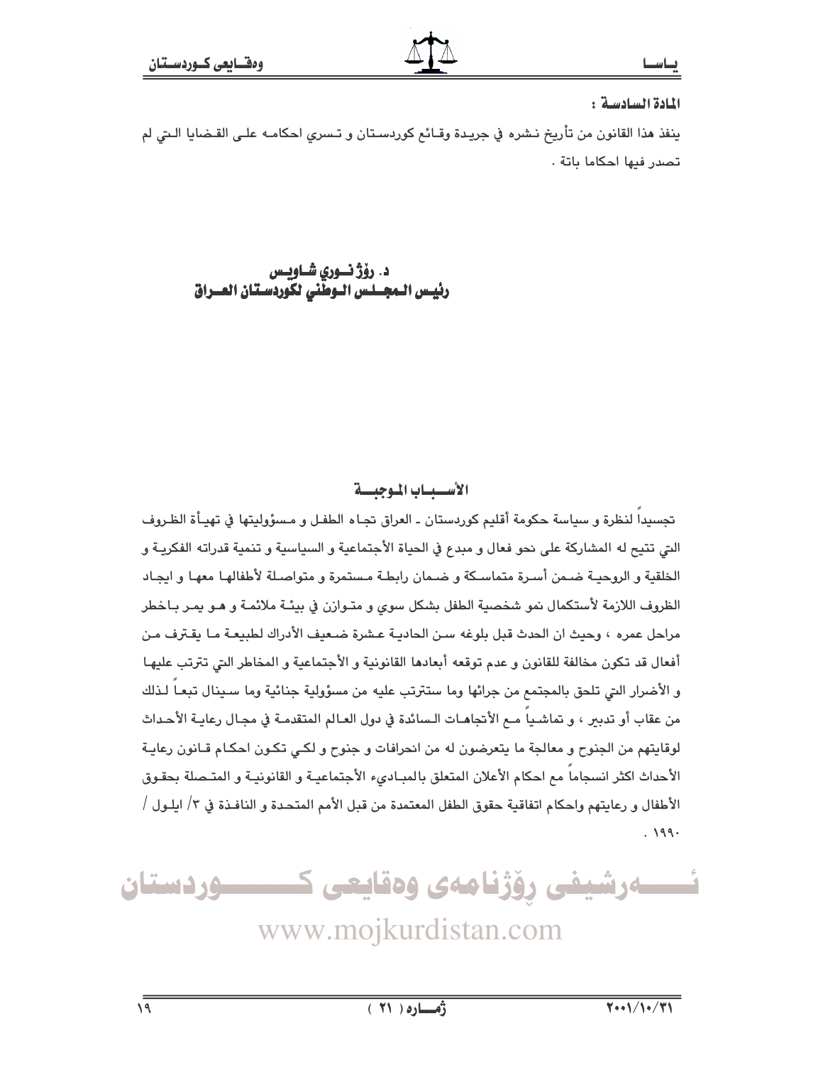**المادة السادسة :**

ينفذ هذا القانون من تأريخ نشره في جريدة وقائع كوردستان و تسري احكامه على القضايا التي لم تصدر فيها احكاما باتة .

**د. رۆژ نوري شاويس**
**رئيس المجلس الوطني لكوردستان العراق**

## الأسباب الموجبة

تجسيداً لنظرة و سياسة حكومة أقليم كوردستان ـ العراق تجاه الطفل و مسؤوليتها في تهيأة الظروف التي تتيح له المشاركة على نحو فعال و مبدع في الحياة الأجتماعية و السياسية و تنمية قدراته الفكرية و الخلقية و الروحية ضمن أسرة متماسكة و ضمان رابطة مستمرة و متواصلة لأطفالها معها و ايجاد الظروف اللازمة لأستكمال نمو شخصية الطفل بشكل سوي و متوازن في بيئة ملائمة و هو يمر باخطر مراحل عمره ، وحيث ان الحدث قبل بلوغه سن الحادية عشرة ضعيف الأدراك لطبيعة ما يقترف من أفعال قد تكون مخالفة للقانون و عدم توقعه أبعادها القانونية و الأجتماعية و المخاطر التي تترتب عليها و الأضرار التي تلحق بالمجتمع من جرائها وما ستترتب عليه من مسؤولية جنائية وما سينال تبعاً لذلك من عقاب أو تدبير ، و تماشياً مع الأتجاهات السائدة في دول العالم المتقدمة في مجال رعاية الأحداث لوقايتهم من الجنوح و معالجة ما يتعرضون له من انحرافات و جنوح و لكي تكون احكام قانون رعاية الأحداث اكثر انسجاماً مع احكام الأعلان المتعلق بالمبادىء الأجتماعية و القانونية و المتصلة بحقوق الأطفال و رعايتهم واحكام اتفاقية حقوق الطفل المعتمدة من قبل الأمم المتحدة و النافذة في ٣/ ايلول / ١٩٩٠ .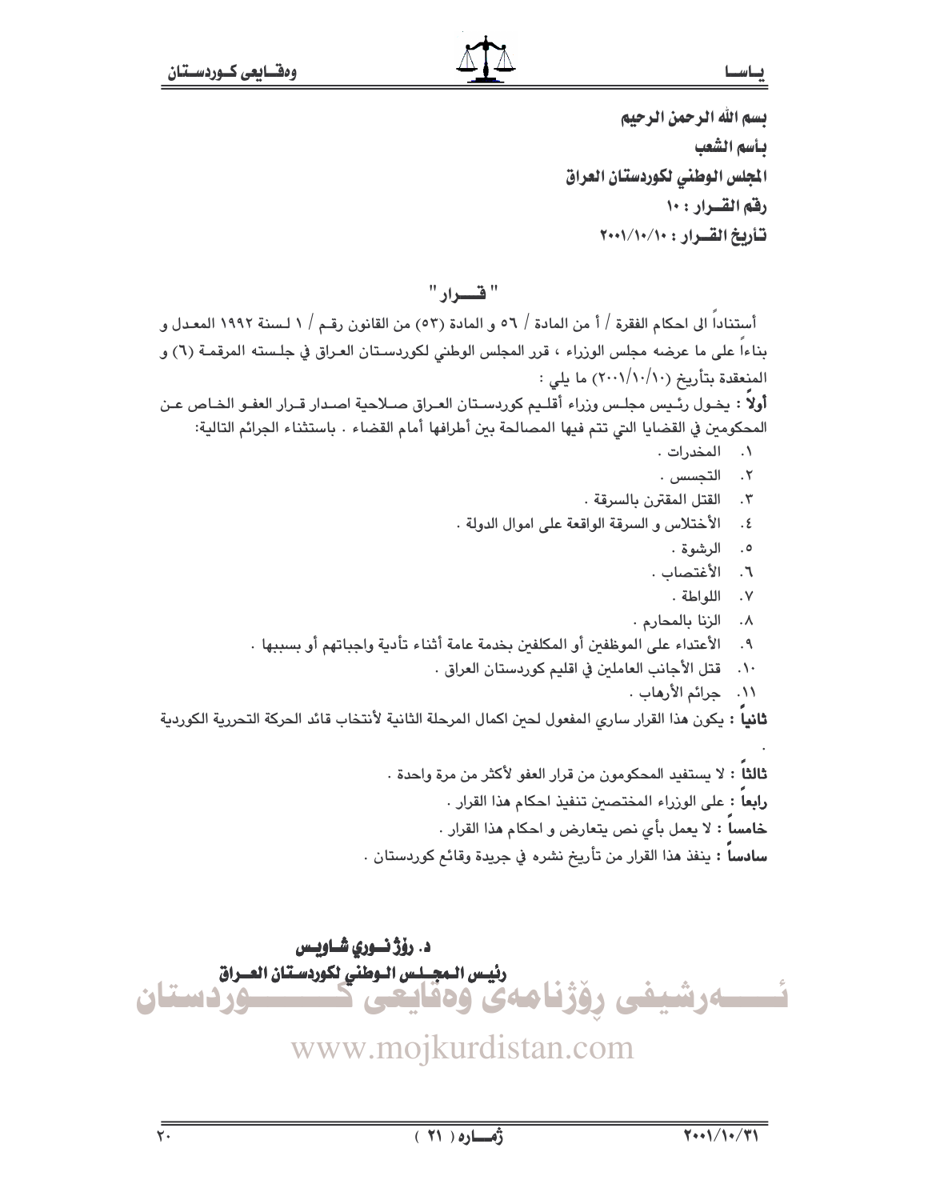بسم الله الرحمن الرحيم

بأسم الشعب

المجلس الوطني لكوردستان العراق

رقم القـرار : ١٠

تأريخ القـرار : ٢٠٠١/١٠/١٠

## " قــرار "

أستناداً الى احكام الفقرة / أ من المادة / ٥٦ و المادة (٥٣) من القانون رقـم / ١ لـسنة ١٩٩٢ المعـدل و بناءاً على ما عرضه مجلس الوزراء ، قرر المجلس الوطني لكوردستان العراق في جلسته المرقمة (٦) و المنعقدة بتأريخ (٢٠٠١/١٠/١٠) ما يلي :

**أولاً :** يخول رئيس مجلس وزراء أقليم كوردستان العراق صلاحية اصدار قرار العفو الخاص عن المحكومين في القضايا التي تتم فيها المصالحة بين أطرافها أمام القضاء . باستثناء الجرائم التالية:

١. المخدرات .
٢. التجسس .
٣. القتل المقترن بالسرقة .
٤. الأختلاس و السرقة الواقعة على اموال الدولة .
٥. الرشوة .
٦. الأغتصاب .
٧. اللواطة .
٨. الزنا بالمحارم .
٩. الأعتداء على الموظفين أو المكلفين بخدمة عامة أثناء تأدية واجباتهم أو بسببها .
١٠. قتل الأجانب العاملين في اقليم كوردستان العراق .
١١. جرائم الأرهاب .

**ثانياً :** يكون هذا القرار ساري المفعول لحين اكمال المرحلة الثانية لأنتخاب قائد الحركة التحررية الكوردية .

**ثالثاً :** لا يستفيد المحكومون من قرار العفو لأكثر من مرة واحدة .

**رابعاً :** على الوزراء المختصين تنفيذ احكام هذا القرار .

**خامساً :** لا يعمل بأي نص يتعارض و احكام هذا القرار .

**سادساً :** ينفذ هذا القرار من تأريخ نشره في جريدة وقائع كوردستان .

**د. رۆژنوري شاويس**

**رئيس المجلس الوطني لكوردستان العراق**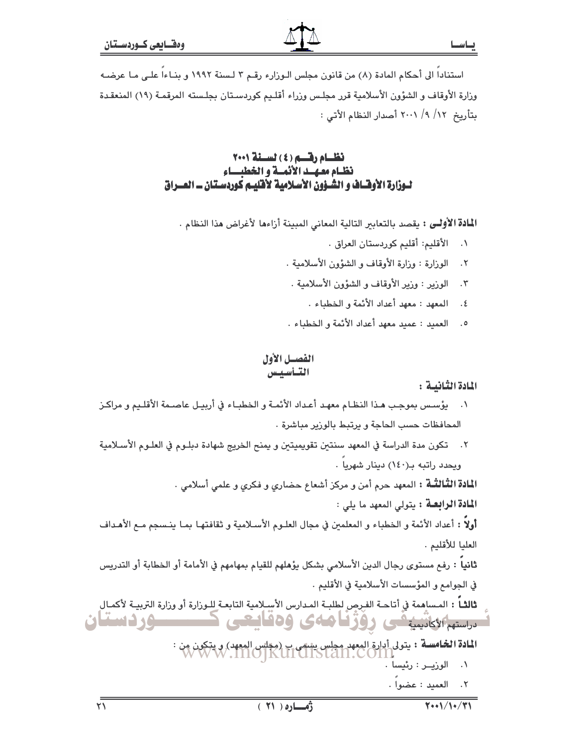استناداً الى أحكام المادة (٨) من قانون مجلس الوزراء رقم ٣ لسنة ١٩٩٢ و بناءاً على ما عرضه وزارة الأوقاف و الشؤون الأسلامية قرر مجلس وزراء أقليم كوردستان بجلسته المرقمة (١٩) المنعقدة بتأريخ ١٢/ ٩/ ٢٠٠١ أصدار النظام الأتي :

# نظام رقم (٤) لسنة ٢٠٠١
# نظام معهد الأئمة و الخطباء
# لوزارة الأوقاف و الشؤون الأسلامية لأقليم كوردستان ـ العراق

**المادة الأولى :** يقصد بالتعابير التالية المعاني المبينة أزاءها لأغراض هذا النظام .

١. الأقليم: أقليم كوردستان العراق .
٢. الوزارة : وزارة الأوقاف و الشؤون الأسلامية .
٣. الوزير : وزير الأوقاف و الشؤون الأسلامية .
٤. المعهد : معهد أعداد الأئمة و الخطباء .
٥. العميد : عميد معهد أعداد الأئمة و الخطباء .

## الفصل الأول
## التأسيس

**المادة الثانية :**

١. يؤسس بموجب هذا النظام معهد أعداد الأئمة و الخطباء في أربيل عاصمة الأقليم و مراكز المحافظات حسب الحاجة و يرتبط بالوزير مباشرة .
٢. تكون مدة الدراسة في المعهد سنتين تقويميتين و يمنح الخريج شهادة دبلوم في العلوم الأسلامية ويحدد راتبه بـ(١٤٠) دينار شهرياً .

**المادة الثالثة :** المعهد حرم أمن و مركز أشعاع حضاري و فكري و علمي أسلامي .

**المادة الرابعة :** يتولي المعهد ما يلي :

**أولاً :** أعداد الأئمة و الخطباء و المعلمين في مجال العلوم الأسلامية و ثقافتها بما ينسجم مع الأهداف العليا للأقليم .

**ثانياً :** رفع مستوى رجال الدين الأسلامي بشكل يؤهلهم للقيام بمهامهم في الأمامة أو الخطابة أو التدريس في الجوامع و المؤسسات الأسلامية في الأقليم .

**ثالثاً :** المساهمة في أتاحة الفرص لطلبة المدارس الأسلامية التابعة للوزارة أو وزارة التربية لأكمال دراستهم الأكاديمية .

**المادة الخامسة :** يتولى أدارة المعهد مجلس يسمى ب (مجلس المعهد) و يتكون من :

١. الوزير : رئيساً .
٢. العميد : عضواً .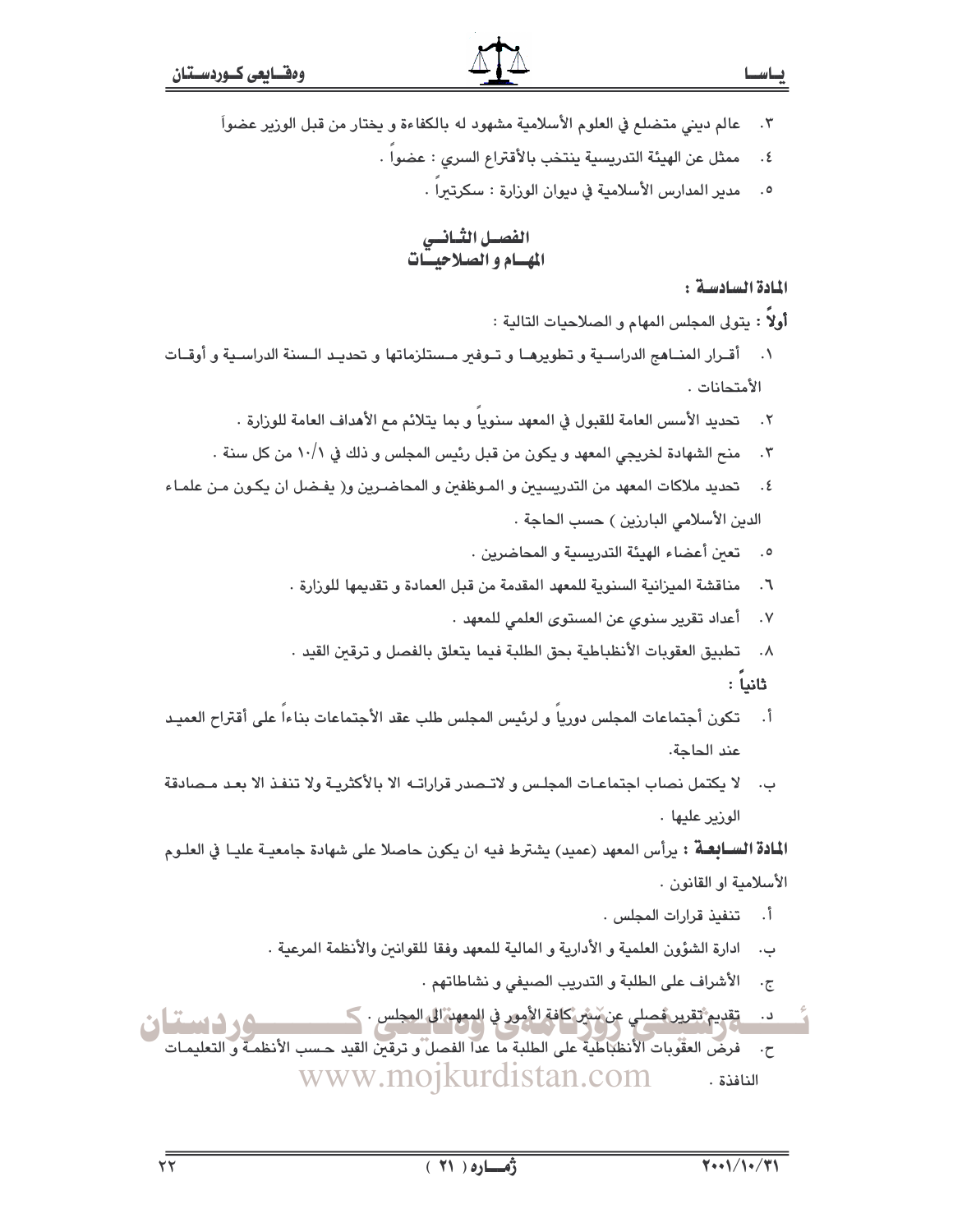٣. عالم ديني متضلع في العلوم الأسلامية مشهود له بالكفاءة و يختار من قبل الوزير عضواً

٤. ممثل عن الهيئة التدريسية ينتخب بالأقتراع السري : عضواً .

٥. مدير المدارس الأسلامية في ديوان الوزارة : سكرتيراً .

## الفصل الثاني
## المهام و الصلاحيات

**المادة السادسة :**

**أولاً :** يتولى المجلس المهام و الصلاحيات التالية :

١. أقرار المناهج الدراسية و تطويرها و توفير مستلزماتها و تحديد السنة الدراسية و أوقات الأمتحانات .

٢. تحديد الأسس العامة للقبول في المعهد سنوياً و بما يتلائم مع الأهداف العامة للوزارة .

٣. منح الشهادة لخريجي المعهد و يكون من قبل رئيس المجلس و ذلك في ١/١٠ من كل سنة .

٤. تحديد ملاكات المعهد من التدريسيين و الموظفين و المحاضرين و( يفضل ان يكون من علماء الدين الأسلامي البارزين ) حسب الحاجة .

٥. تعين أعضاء الهيئة التدريسية و المحاضرين .

٦. مناقشة الميزانية السنوية للمعهد المقدمة من قبل العمادة و تقديمها للوزارة .

٧. أعداد تقرير سنوي عن المستوى العلمي للمعهد .

٨. تطبيق العقوبات الأنظباطية بحق الطلبة فيما يتعلق بالفصل و ترقين القيد .

**ثانياً :**

أ. تكون أجتماعات المجلس دورياً و لرئيس المجلس طلب عقد الأجتماعات بناءاً على أقتراح العميد عند الحاجة.

ب. لا يكتمل نصاب اجتماعات المجلس و لاتصدر قراراته الا بالأكثرية ولا تنفذ الا بعد مصادقة الوزير عليها .

**المادة السابعة :** يرأس المعهد (عميد) يشترط فيه ان يكون حاصلا على شهادة جامعية عليا في العلوم الأسلامية او القانون .

أ. تنفيذ قرارات المجلس .

ب. ادارة الشؤون العلمية و الأدارية و المالية للمعهد وفقا للقوانين والأنظمة المرعية .

ج. الأشراف على الطلبة و التدريب الصيفي و نشاطاتهم .

د. تقديم تقرير فصلي عن سير كافة الأمور في المعهد الى المجلس .

ح. فرض العقوبات الأنظباطية على الطلبة ما عدا الفصل و ترقين القيد حسب الأنظمة و التعليمات النافذة .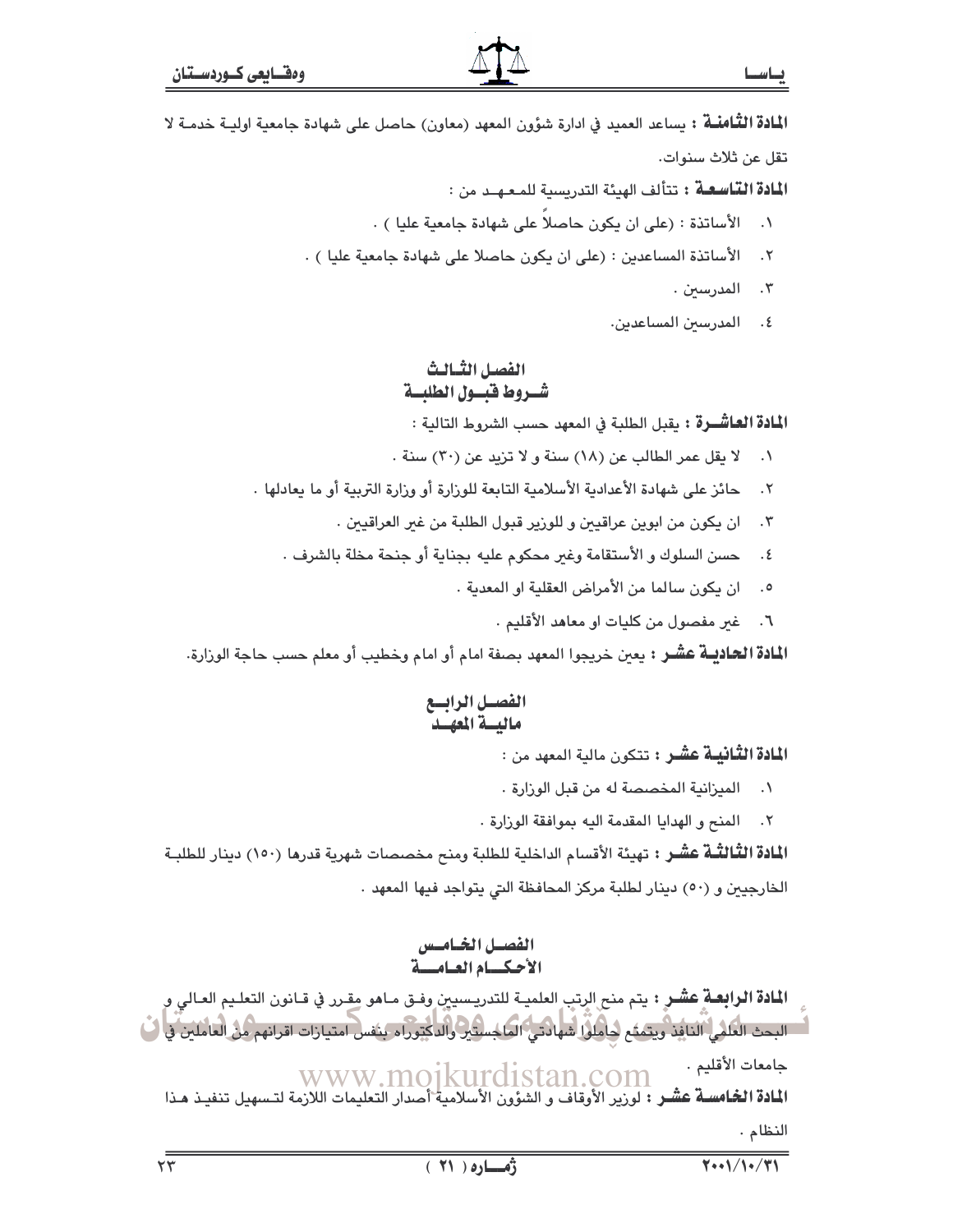**المادة الثامنة :** يساعد العميد في ادارة شؤون المعهد (معاون) حاصل على شهادة جامعية اولية خدمة لا تقل عن ثلاث سنوات.

**المادة التاسعة :** تتألف الهيئة التدريسية للمعهد من :

١. الأساتذة : (على ان يكون حاصلاً على شهادة جامعية عليا ) .
٢. الأساتذة المساعدين : (على ان يكون حاصلا على شهادة جامعية عليا ) .
٣. المدرسين .
٤. المدرسين المساعدين.

## الفصل الثالث
## شروط قبول الطلبة

**المادة العاشرة :** يقبل الطلبة في المعهد حسب الشروط التالية :

١. لا يقل عمر الطالب عن (١٨) سنة و لا تزيد عن (٣٠) سنة .
٢. حائز على شهادة الأعدادية الأسلامية التابعة للوزارة أو وزارة التربية أو ما يعادلها .
٣. ان يكون من ابوين عراقيين و للوزير قبول الطلبة من غير العراقيين .
٤. حسن السلوك و الأستقامة وغير محكوم عليه بجناية أو جنحة مخلة بالشرف .
٥. ان يكون سالما من الأمراض العقلية او المعدية .
٦. غير مفصول من كليات او معاهد الأقليم .

**المادة الحادية عشر :** يعين خريجوا المعهد بصفة امام أو امام وخطيب أو معلم حسب حاجة الوزارة.

## الفصل الرابع
## مالية المعهد

**المادة الثانية عشر :** تتكون مالية المعهد من :

١. الميزانية المخصصة له من قبل الوزارة .
٢. المنح و الهدايا المقدمة اليه بموافقة الوزارة .

**المادة الثالثة عشر :** تهيئة الأقسام الداخلية للطلبة ومنح مخصصات شهرية قدرها (١٥٠) دينار للطلبة الخارجيين و (٥٠) دينار لطلبة مركز المحافظة التي يتواجد فيها المعهد .

## الفصل الخامس
## الأحكام العامة

**المادة الرابعة عشر :** يتم منح الرتب العلمية للتدريسيين وفق ماهو مقرر في قانون التعليم العالي و البحث العلمي النافذ ويتمتع حاملوا شهادتي الماجستير والدكتوراه بنفس امتيازات اقرانهم من العاملين في جامعات الأقليم .

**المادة الخامسة عشر :** لوزير الأوقاف و الشؤون الأسلامية أصدار التعليمات اللازمة لتسهيل تنفيذ هذا النظام .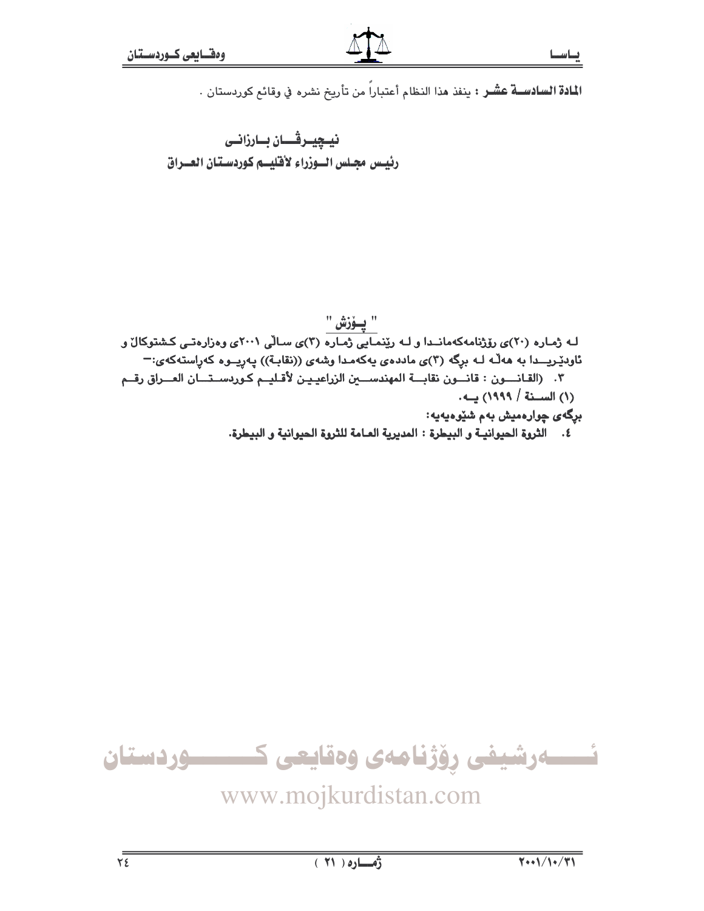**المادة السادسة عشر :** ينفذ هذا النظام أعتباراً من تأريخ نشره في وقائع كوردستان .

**نيـچيـرڤــان بــارزانــي**
**رئيـس مجلس الــوزراء لأقليـم كوردسـتان العــراق**

**" پــۆزش "**

**لـه ژمـاره (٢٠)ی ڕۆژنامەكەمانـدا و لـه ڕێنمـایی ژمـاره (٣)ی سـاڵی ٢٠٠١ی وەزارەتـی كـشتوكاڵ و ئاودێریـدا به هەڵـه لـه برگه (٣)ی ماددەی یەكەمدا وشەی ((نقابـة)) پەڕیـوە كەڕاستەكەی:-**

**٣. (القـانــون : قانــون نقابــة المهندســين الزراعيـين لأقـليـم كـوردسـتــان العــراق رقــم (١) السـنة / ١٩٩٩) يـه.**

**برگەی چوارەمیش بەم شێوەیەیە:**

**٤. الثروة الحيوانيـة و البيطرة : المديرية العـامة للثروة الحيوانية و البيطرة.**